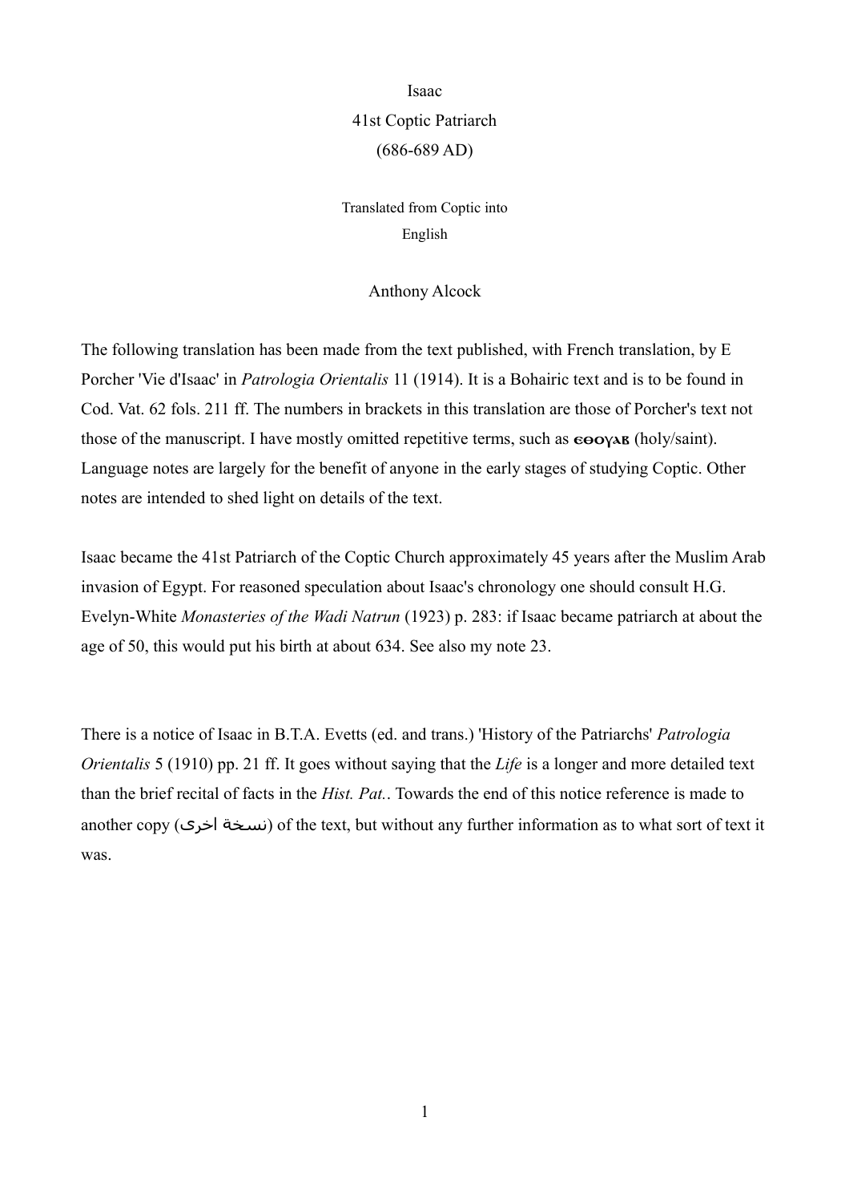# Isaac
## 41st Coptic Patriarch
## (686-689 AD)

Translated from Coptic into English

Anthony Alcock

The following translation has been made from the text published, with French translation, by E Porcher 'Vie d'Isaac' in *Patrologia Orientalis* 11 (1914). It is a Bohairic text and is to be found in Cod. Vat. 62 fols. 211 ff. The numbers in brackets in this translation are those of Porcher's text not those of the manuscript. I have mostly omitted repetitive terms, such as **ⲉⲑⲟⲩⲁⲃ** (holy/saint). Language notes are largely for the benefit of anyone in the early stages of studying Coptic. Other notes are intended to shed light on details of the text.

Isaac became the 41st Patriarch of the Coptic Church approximately 45 years after the Muslim Arab invasion of Egypt. For reasoned speculation about Isaac's chronology one should consult H.G. Evelyn-White *Monasteries of the Wadi Natrun* (1923) p. 283: if Isaac became patriarch at about the age of 50, this would put his birth at about 634. See also my note 23.

There is a notice of Isaac in B.T.A. Evetts (ed. and trans.) 'History of the Patriarchs' *Patrologia Orientalis* 5 (1910) pp. 21 ff. It goes without saying that the *Life* is a longer and more detailed text than the brief recital of facts in the *Hist. Pat.*. Towards the end of this notice reference is made to another copy (نسخة اخرى) of the text, but without any further information as to what sort of text it was.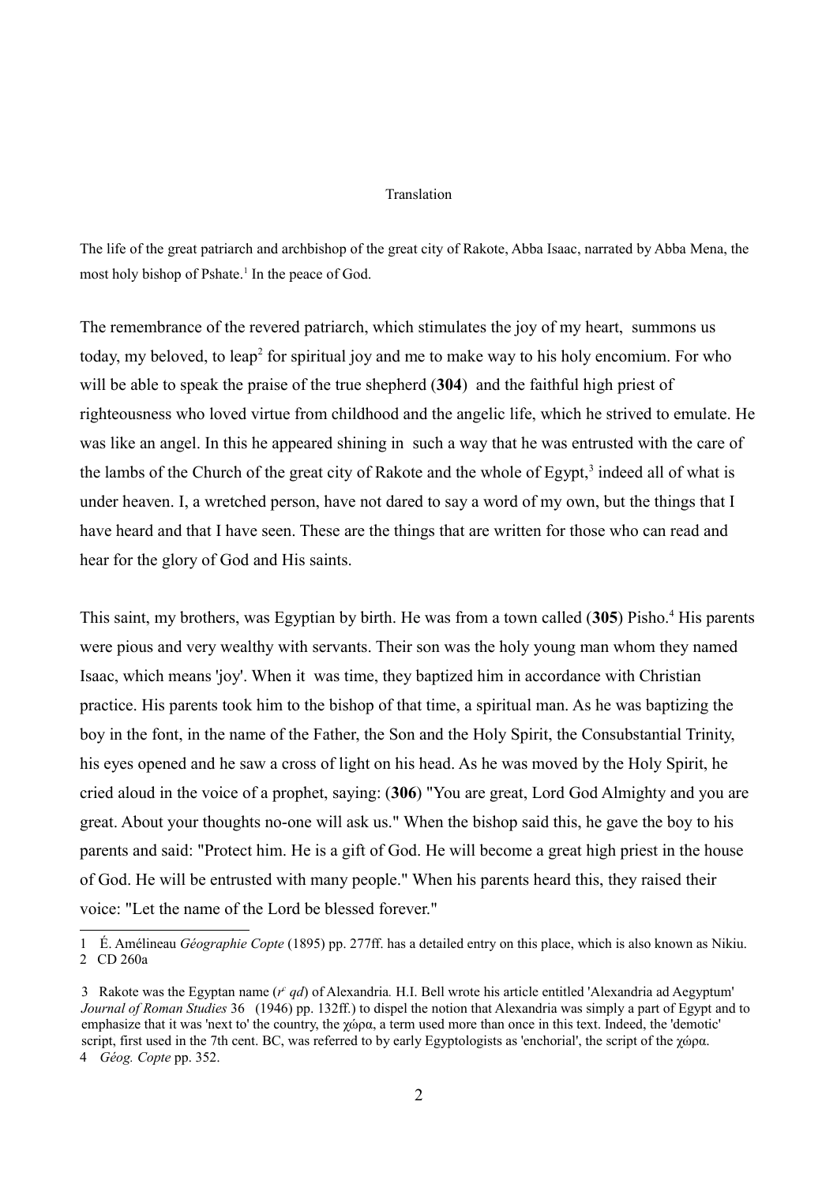Translation

The life of the great patriarch and archbishop of the great city of Rakote, Abba Isaac, narrated by Abba Mena, the most holy bishop of Pshate.[1] In the peace of God.

The remembrance of the revered patriarch, which stimulates the joy of my heart, summons us today, my beloved, to leap[2] for spiritual joy and me to make way to his holy encomium. For who will be able to speak the praise of the true shepherd (**304**) and the faithful high priest of righteousness who loved virtue from childhood and the angelic life, which he strived to emulate. He was like an angel. In this he appeared shining in such a way that he was entrusted with the care of the lambs of the Church of the great city of Rakote and the whole of Egypt,[3] indeed all of what is under heaven. I, a wretched person, have not dared to say a word of my own, but the things that I have heard and that I have seen. These are the things that are written for those who can read and hear for the glory of God and His saints.

This saint, my brothers, was Egyptian by birth. He was from a town called (**305**) Pisho.[4] His parents were pious and very wealthy with servants. Their son was the holy young man whom they named Isaac, which means 'joy'. When it was time, they baptized him in accordance with Christian practice. His parents took him to the bishop of that time, a spiritual man. As he was baptizing the boy in the font, in the name of the Father, the Son and the Holy Spirit, the Consubstantial Trinity, his eyes opened and he saw a cross of light on his head. As he was moved by the Holy Spirit, he cried aloud in the voice of a prophet, saying: (**306**) "You are great, Lord God Almighty and you are great. About your thoughts no-one will ask us." When the bishop said this, he gave the boy to his parents and said: "Protect him. He is a gift of God. He will become a great high priest in the house of God. He will be entrusted with many people." When his parents heard this, they raised their voice: "Let the name of the Lord be blessed forever."

---

1 É. Amélineau *Géographie Copte* (1895) pp. 277ff. has a detailed entry on this place, which is also known as Nikiu.

2 CD 260a

3 Rakote was the Egyptan name (*rʿ qd*) of Alexandria. H.I. Bell wrote his article entitled 'Alexandria ad Aegyptum' *Journal of Roman Studies* 36 (1946) pp. 132ff.) to dispel the notion that Alexandria was simply a part of Egypt and to emphasize that it was 'next to' the country, the χώρα, a term used more than once in this text. Indeed, the 'demotic' script, first used in the 7th cent. BC, was referred to by early Egyptologists as 'enchorial', the script of the χώρα.

4 *Géog. Copte* pp. 352.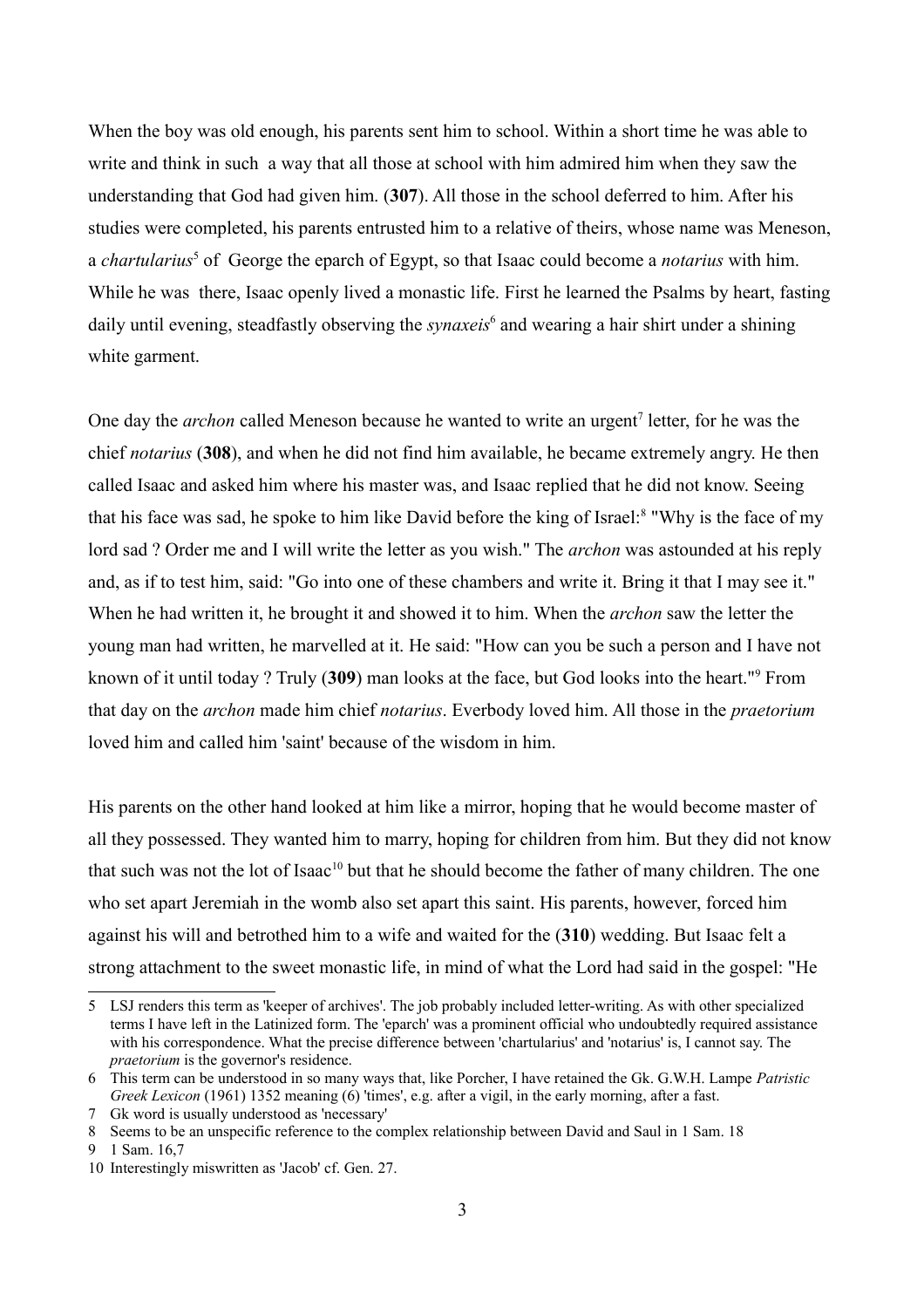When the boy was old enough, his parents sent him to school. Within a short time he was able to write and think in such a way that all those at school with him admired him when they saw the understanding that God had given him. (**307**). All those in the school deferred to him. After his studies were completed, his parents entrusted him to a relative of theirs, whose name was Meneson, a *chartularius*[5] of George the eparch of Egypt, so that Isaac could become a *notarius* with him. While he was there, Isaac openly lived a monastic life. First he learned the Psalms by heart, fasting daily until evening, steadfastly observing the *synaxeis*[6] and wearing a hair shirt under a shining white garment.

One day the *archon* called Meneson because he wanted to write an urgent[7] letter, for he was the chief *notarius* (**308**), and when he did not find him available, he became extremely angry. He then called Isaac and asked him where his master was, and Isaac replied that he did not know. Seeing that his face was sad, he spoke to him like David before the king of Israel:[8] "Why is the face of my lord sad ? Order me and I will write the letter as you wish." The *archon* was astounded at his reply and, as if to test him, said: "Go into one of these chambers and write it. Bring it that I may see it." When he had written it, he brought it and showed it to him. When the *archon* saw the letter the young man had written, he marvelled at it. He said: "How can you be such a person and I have not known of it until today ? Truly (**309**) man looks at the face, but God looks into the heart."[9] From that day on the *archon* made him chief *notarius*. Everbody loved him. All those in the *praetorium* loved him and called him 'saint' because of the wisdom in him.

His parents on the other hand looked at him like a mirror, hoping that he would become master of all they possessed. They wanted him to marry, hoping for children from him. But they did not know that such was not the lot of Isaac[10] but that he should become the father of many children. The one who set apart Jeremiah in the womb also set apart this saint. His parents, however, forced him against his will and betrothed him to a wife and waited for the (**310**) wedding. But Isaac felt a strong attachment to the sweet monastic life, in mind of what the Lord had said in the gospel: "He

---

5 LSJ renders this term as 'keeper of archives'. The job probably included letter-writing. As with other specialized terms I have left in the Latinized form. The 'eparch' was a prominent official who undoubtedly required assistance with his correspondence. What the precise difference between 'chartularius' and 'notarius' is, I cannot say. The *praetorium* is the governor's residence.

6 This term can be understood in so many ways that, like Porcher, I have retained the Gk. G.W.H. Lampe *Patristic Greek Lexicon* (1961) 1352 meaning (6) 'times', e.g. after a vigil, in the early morning, after a fast.

7 Gk word is usually understood as 'necessary'

8 Seems to be an unspecific reference to the complex relationship between David and Saul in 1 Sam. 18

9 1 Sam. 16,7

10 Interestingly miswritten as 'Jacob' cf. Gen. 27.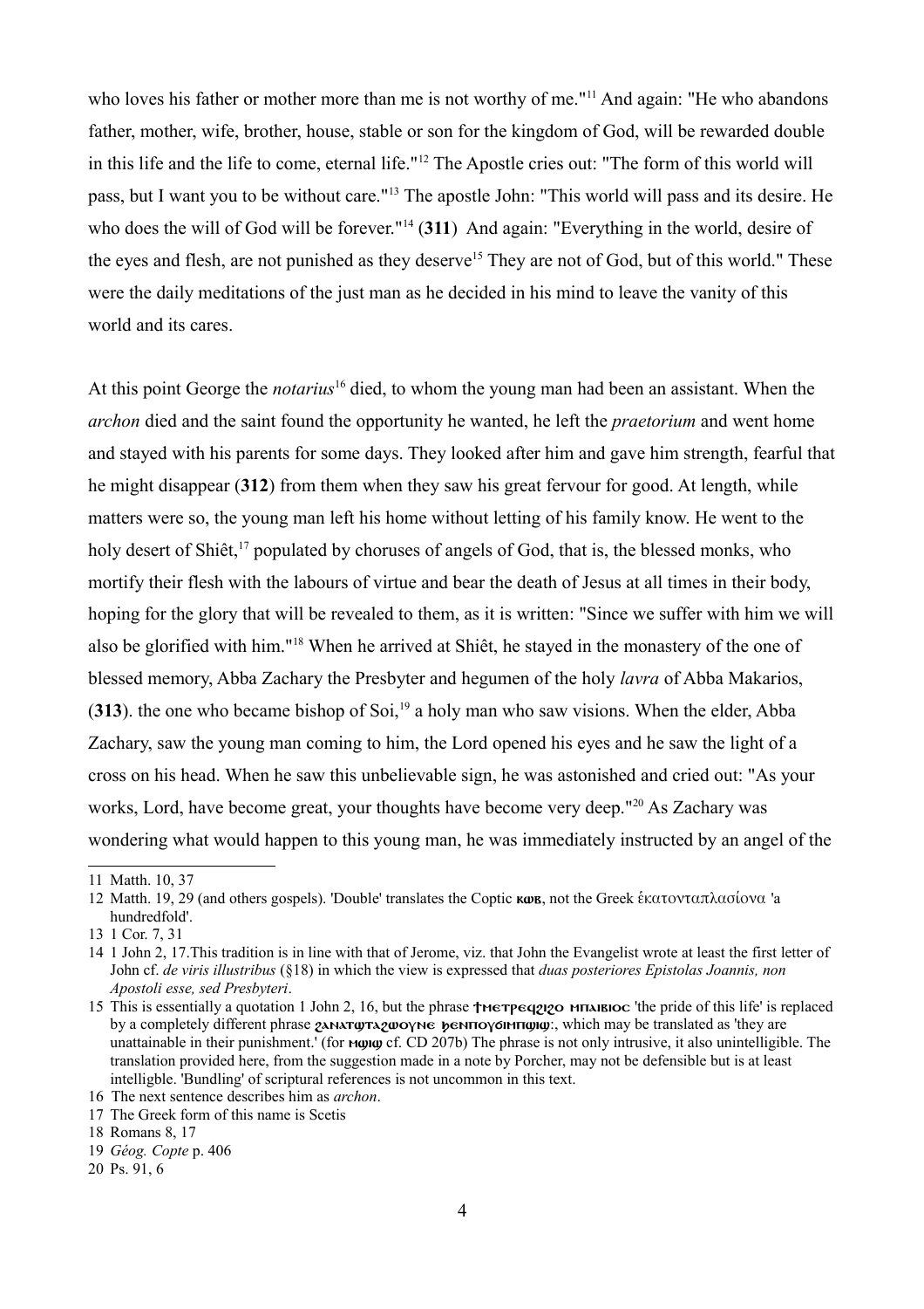who loves his father or mother more than me is not worthy of me."[11] And again: "He who abandons father, mother, wife, brother, house, stable or son for the kingdom of God, will be rewarded double in this life and the life to come, eternal life."[12] The Apostle cries out: "The form of this world will pass, but I want you to be without care."[13] The apostle John: "This world will pass and its desire. He who does the will of God will be forever."[14] (**311**) And again: "Everything in the world, desire of the eyes and flesh, are not punished as they deserve[15] They are not of God, but of this world." These were the daily meditations of the just man as he decided in his mind to leave the vanity of this world and its cares.

At this point George the *notarius*[16] died, to whom the young man had been an assistant. When the *archon* died and the saint found the opportunity he wanted, he left the *praetorium* and went home and stayed with his parents for some days. They looked after him and gave him strength, fearful that he might disappear (**312**) from them when they saw his great fervour for good. At length, while matters were so, the young man left his home without letting of his family know. He went to the holy desert of Shiêt,[17] populated by choruses of angels of God, that is, the blessed monks, who mortify their flesh with the labours of virtue and bear the death of Jesus at all times in their body, hoping for the glory that will be revealed to them, as it is written: "Since we suffer with him we will also be glorified with him."[18] When he arrived at Shiêt, he stayed in the monastery of the one of blessed memory, Abba Zachary the Presbyter and hegumen of the holy *lavra* of Abba Makarios, (**313**). the one who became bishop of Soi,[19] a holy man who saw visions. When the elder, Abba Zachary, saw the young man coming to him, the Lord opened his eyes and he saw the light of a cross on his head. When he saw this unbelievable sign, he was astonished and cried out: "As your works, Lord, have become great, your thoughts have become very deep."[20] As Zachary was wondering what would happen to this young man, he was immediately instructed by an angel of the

---

11 Matth. 10, 37

12 Matth. 19, 29 (and others gospels). 'Double' translates the Coptic **ⲕⲱⲃ**, not the Greek ἑκατονταπλασίονα 'a hundredfold'.

13 1 Cor. 7, 31

14 1 John 2, 17.This tradition is in line with that of Jerome, viz. that John the Evangelist wrote at least the first letter of John cf. *de viris illustribus* (§18) in which the view is expressed that *duas posteriores Epistolas Joannis, non Apostoli esse, sed Presbyteri*.

15 This is essentially a quotation 1 John 2, 16, but the phrase **ϯⲙⲉⲧⲣⲉϥϩⲓϩⲟ ⲙⲠⲁⲓⲃⲓⲟⲥ** 'the pride of this life' is replaced by a completely different phrase **ϩⲁⲛⲁⲧϣⲧⲁϩⲱⲟⲩⲛⲉ ϧⲉⲛⲡⲟⲩϭⲓⲙⲡϣⲓϣ**:, which may be translated as 'they are unattainable in their punishment.' (for **ⲙϣⲓϣ** cf. CD 207b) The phrase is not only intrusive, it also unintelligible. The translation provided here, from the suggestion made in a note by Porcher, may not be defensible but is at least intelligble. 'Bundling' of scriptural references is not uncommon in this text.

16 The next sentence describes him as *archon*.

17 The Greek form of this name is Scetis

18 Romans 8, 17

19 *Géog. Copte* p. 406

20 Ps. 91, 6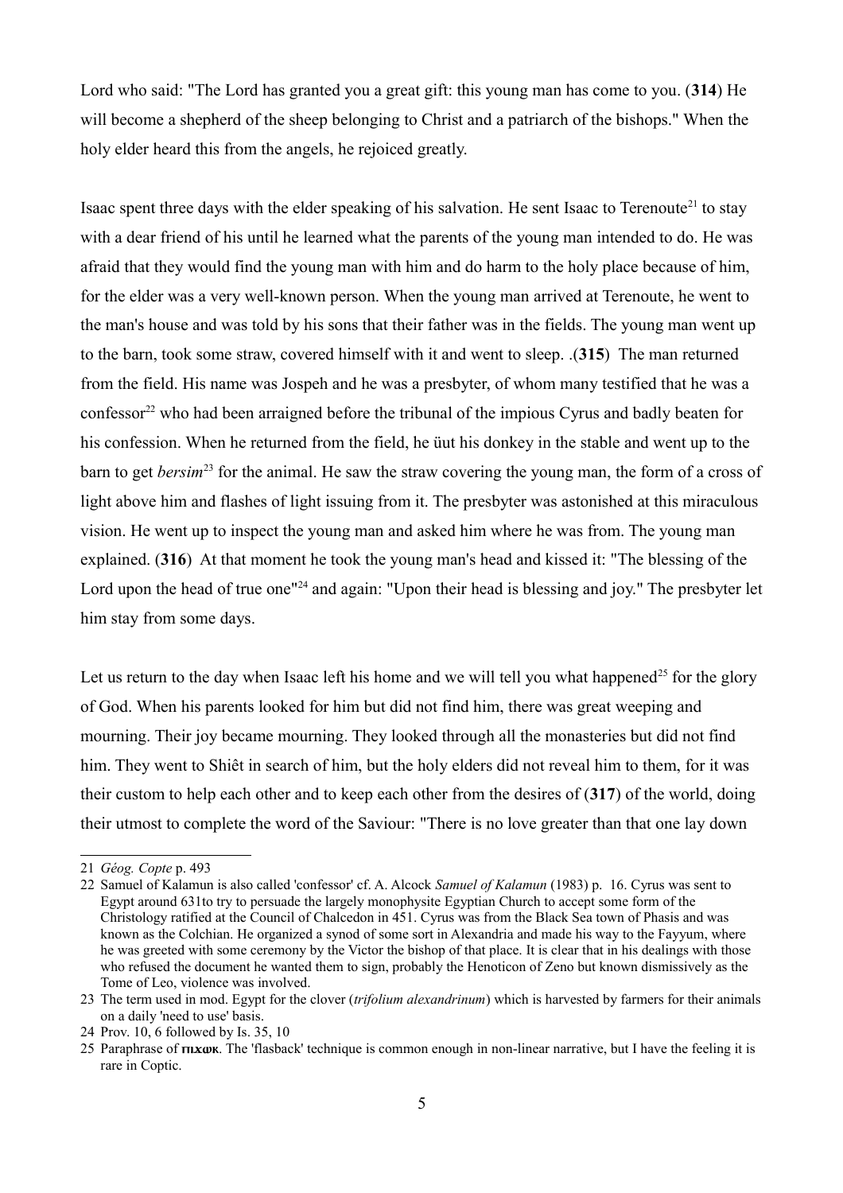Lord who said: "The Lord has granted you a great gift: this young man has come to you. (**314**) He will become a shepherd of the sheep belonging to Christ and a patriarch of the bishops." When the holy elder heard this from the angels, he rejoiced greatly.

Isaac spent three days with the elder speaking of his salvation. He sent Isaac to Terenoute[21] to stay with a dear friend of his until he learned what the parents of the young man intended to do. He was afraid that they would find the young man with him and do harm to the holy place because of him, for the elder was a very well-known person. When the young man arrived at Terenoute, he went to the man's house and was told by his sons that their father was in the fields. The young man went up to the barn, took some straw, covered himself with it and went to sleep. .(**315**) The man returned from the field. His name was Jospeh and he was a presbyter, of whom many testified that he was a confessor[22] who had been arraigned before the tribunal of the impious Cyrus and badly beaten for his confession. When he returned from the field, he üut his donkey in the stable and went up to the barn to get *bersim*[23] for the animal. He saw the straw covering the young man, the form of a cross of light above him and flashes of light issuing from it. The presbyter was astonished at this miraculous vision. He went up to inspect the young man and asked him where he was from. The young man explained. (**316**) At that moment he took the young man's head and kissed it: "The blessing of the Lord upon the head of true one"[24] and again: "Upon their head is blessing and joy." The presbyter let him stay from some days.

Let us return to the day when Isaac left his home and we will tell you what happened[25] for the glory of God. When his parents looked for him but did not find him, there was great weeping and mourning. Their joy became mourning. They looked through all the monasteries but did not find him. They went to Shiêt in search of him, but the holy elders did not reveal him to them, for it was their custom to help each other and to keep each other from the desires of (**317**) of the world, doing their utmost to complete the word of the Saviour: "There is no love greater than that one lay down

---

21 *Géog. Copte* p. 493

22 Samuel of Kalamun is also called 'confessor' cf. A. Alcock *Samuel of Kalamun* (1983) p. 16. Cyrus was sent to Egypt around 631to try to persuade the largely monophysite Egyptian Church to accept some form of the Christology ratified at the Council of Chalcedon in 451. Cyrus was from the Black Sea town of Phasis and was known as the Colchian. He organized a synod of some sort in Alexandria and made his way to the Fayyum, where he was greeted with some ceremony by the Victor the bishop of that place. It is clear that in his dealings with those who refused the document he wanted them to sign, probably the Henoticon of Zeno but known dismissively as the Tome of Leo, violence was involved.

23 The term used in mod. Egypt for the clover (*trifolium alexandrinum*) which is harvested by farmers for their animals on a daily 'need to use' basis.

24 Prov. 10, 6 followed by Is. 35, 10

25 Paraphrase of **пхωк**. The 'flasback' technique is common enough in non-linear narrative, but I have the feeling it is rare in Coptic.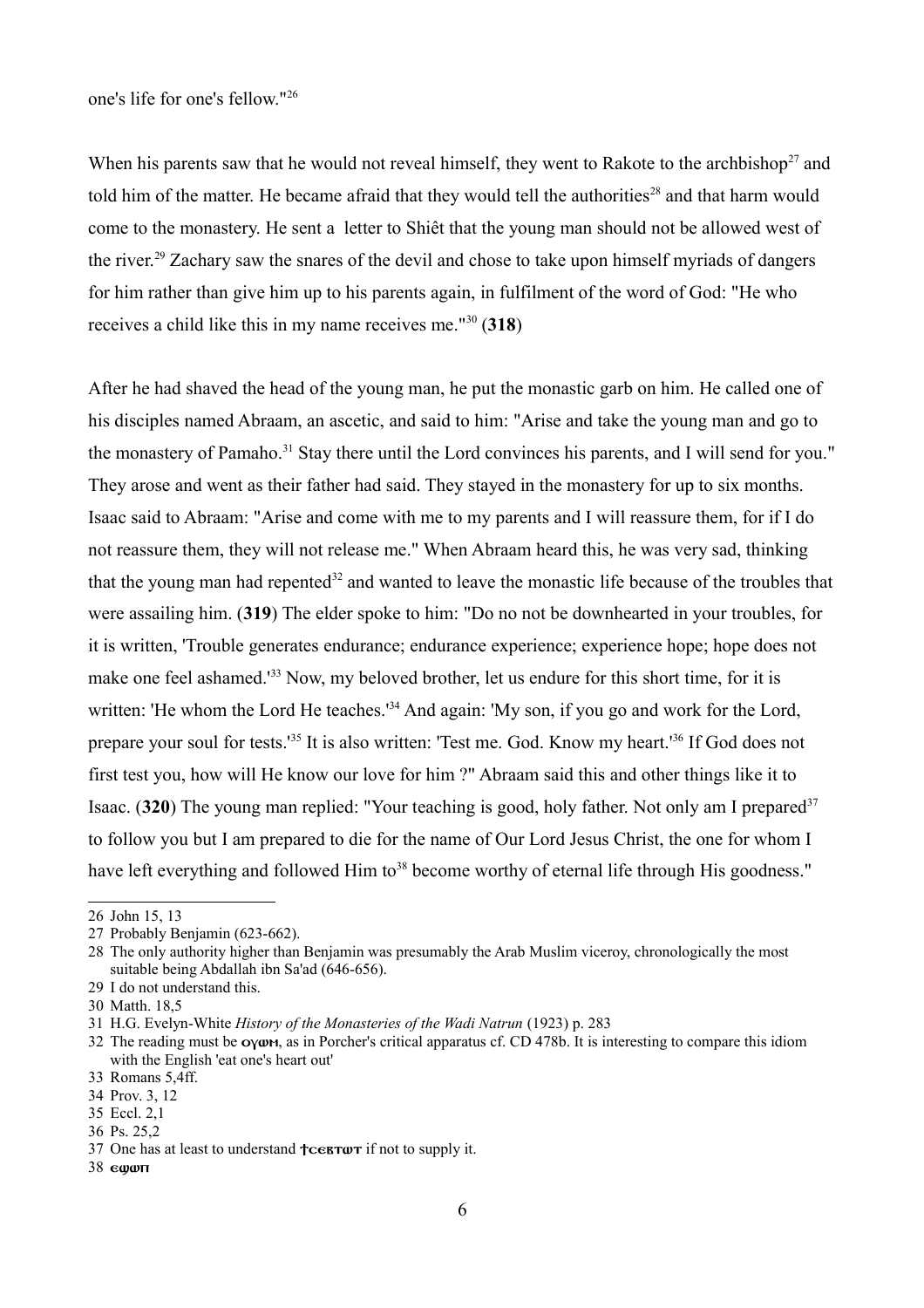one's life for one's fellow."[26]

When his parents saw that he would not reveal himself, they went to Rakote to the archbishop[27] and told him of the matter. He became afraid that they would tell the authorities[28] and that harm would come to the monastery. He sent a letter to Shiêt that the young man should not be allowed west of the river.[29] Zachary saw the snares of the devil and chose to take upon himself myriads of dangers for him rather than give him up to his parents again, in fulfilment of the word of God: "He who receives a child like this in my name receives me."[30] (**318**)

After he had shaved the head of the young man, he put the monastic garb on him. He called one of his disciples named Abraam, an ascetic, and said to him: "Arise and take the young man and go to the monastery of Pamaho.[31] Stay there until the Lord convinces his parents, and I will send for you." They arose and went as their father had said. They stayed in the monastery for up to six months. Isaac said to Abraam: "Arise and come with me to my parents and I will reassure them, for if I do not reassure them, they will not release me." When Abraam heard this, he was very sad, thinking that the young man had repented[32] and wanted to leave the monastic life because of the troubles that were assailing him. (**319**) The elder spoke to him: "Do no not be downhearted in your troubles, for it is written, 'Trouble generates endurance; endurance experience; experience hope; hope does not make one feel ashamed.'[33] Now, my beloved brother, let us endure for this short time, for it is written: 'He whom the Lord He teaches.'[34] And again: 'My son, if you go and work for the Lord, prepare your soul for tests.'[35] It is also written: 'Test me. God. Know my heart.'[36] If God does not first test you, how will He know our love for him ?" Abraam said this and other things like it to Isaac. (**320**) The young man replied: "Your teaching is good, holy father. Not only am I prepared[37] to follow you but I am prepared to die for the name of Our Lord Jesus Christ, the one for whom I have left everything and followed Him to[38] become worthy of eternal life through His goodness."

---

26 John 15, 13

27 Probably Benjamin (623-662).

28 The only authority higher than Benjamin was presumably the Arab Muslim viceroy, chronologically the most suitable being Abdallah ibn Sa'ad (646-656).

29 I do not understand this.

30 Matth. 18,5

31 H.G. Evelyn-White *History of the Monasteries of the Wadi Natrun* (1923) p. 283

32 The reading must be ⲟⲩⲱⲙ, as in Porcher's critical apparatus cf. CD 478b. It is interesting to compare this idiom with the English 'eat one's heart out'

33 Romans 5,4ff.

34 Prov. 3, 12

35 Eccl. 2,1

36 Ps. 25,2

37 One has at least to understand ϯⲥⲉⲃⲧⲱⲧ if not to supply it.

38 ⲉϣⲱⲡ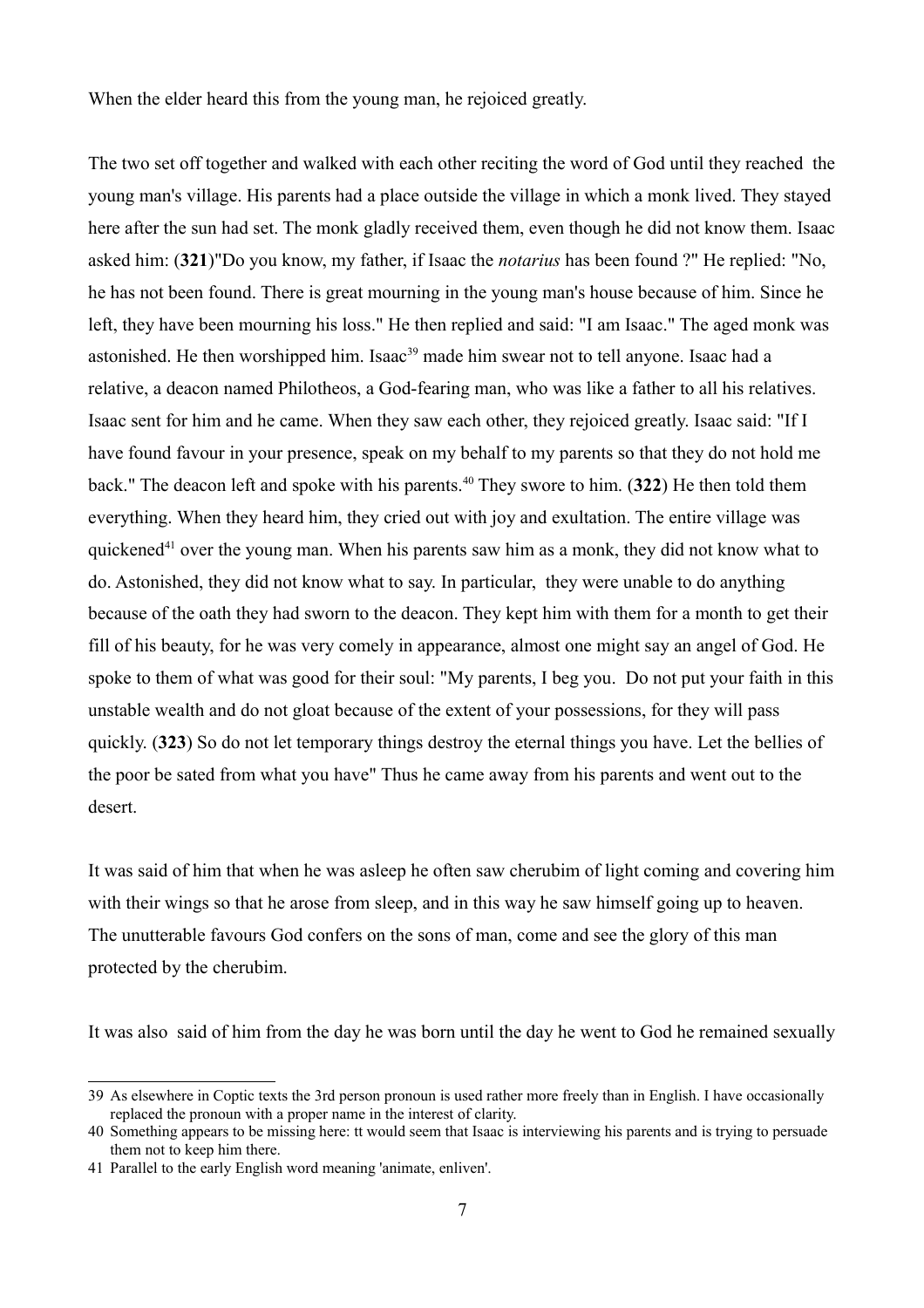When the elder heard this from the young man, he rejoiced greatly.

The two set off together and walked with each other reciting the word of God until they reached the young man's village. His parents had a place outside the village in which a monk lived. They stayed here after the sun had set. The monk gladly received them, even though he did not know them. Isaac asked him: (**321**)"Do you know, my father, if Isaac the *notarius* has been found ?" He replied: "No, he has not been found. There is great mourning in the young man's house because of him. Since he left, they have been mourning his loss." He then replied and said: "I am Isaac." The aged monk was astonished. He then worshipped him. Isaac[39] made him swear not to tell anyone. Isaac had a relative, a deacon named Philotheos, a God-fearing man, who was like a father to all his relatives. Isaac sent for him and he came. When they saw each other, they rejoiced greatly. Isaac said: "If I have found favour in your presence, speak on my behalf to my parents so that they do not hold me back." The deacon left and spoke with his parents.[40] They swore to him. (**322**) He then told them everything. When they heard him, they cried out with joy and exultation. The entire village was quickened[41] over the young man. When his parents saw him as a monk, they did not know what to do. Astonished, they did not know what to say. In particular, they were unable to do anything because of the oath they had sworn to the deacon. They kept him with them for a month to get their fill of his beauty, for he was very comely in appearance, almost one might say an angel of God. He spoke to them of what was good for their soul: "My parents, I beg you. Do not put your faith in this unstable wealth and do not gloat because of the extent of your possessions, for they will pass quickly. (**323**) So do not let temporary things destroy the eternal things you have. Let the bellies of the poor be sated from what you have" Thus he came away from his parents and went out to the desert.

It was said of him that when he was asleep he often saw cherubim of light coming and covering him with their wings so that he arose from sleep, and in this way he saw himself going up to heaven. The unutterable favours God confers on the sons of man, come and see the glory of this man protected by the cherubim.

It was also said of him from the day he was born until the day he went to God he remained sexually

---

39 As elsewhere in Coptic texts the 3rd person pronoun is used rather more freely than in English. I have occasionally replaced the pronoun with a proper name in the interest of clarity.

40 Something appears to be missing here: tt would seem that Isaac is interviewing his parents and is trying to persuade them not to keep him there.

41 Parallel to the early English word meaning 'animate, enliven'.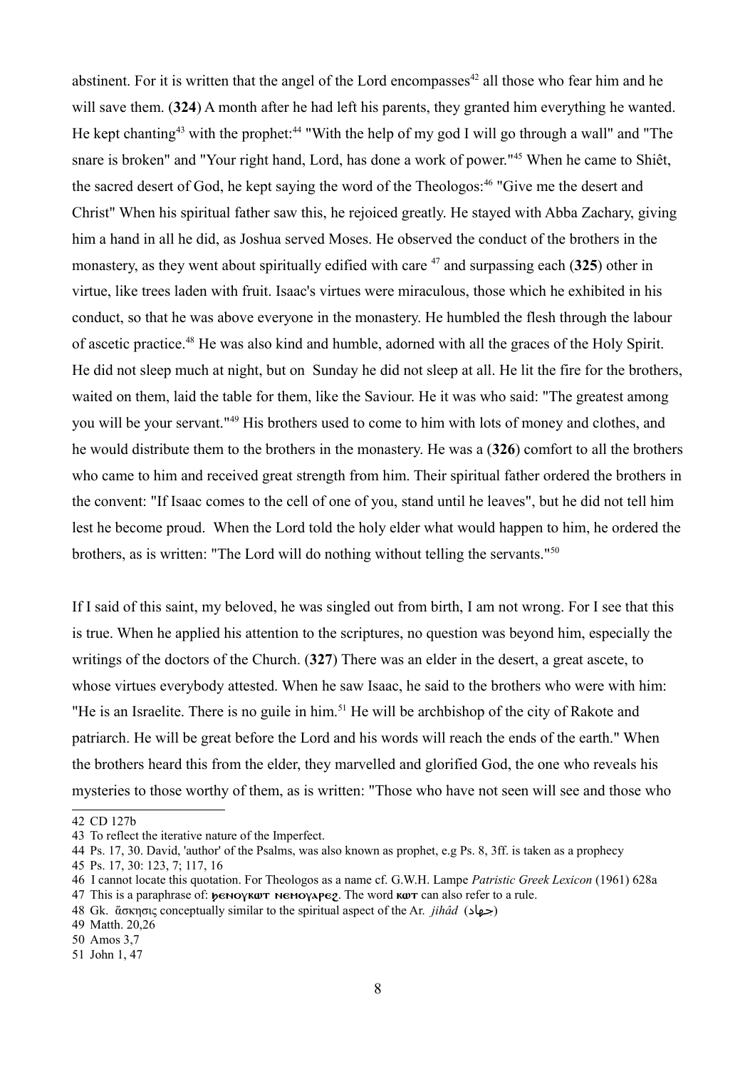abstinent. For it is written that the angel of the Lord encompasses[42] all those who fear him and he will save them. (**324**) A month after he had left his parents, they granted him everything he wanted. He kept chanting[43] with the prophet:[44] "With the help of my god I will go through a wall" and "The snare is broken" and "Your right hand, Lord, has done a work of power."[45] When he came to Shiêt, the sacred desert of God, he kept saying the word of the Theologos:[46] "Give me the desert and Christ" When his spiritual father saw this, he rejoiced greatly. He stayed with Abba Zachary, giving him a hand in all he did, as Joshua served Moses. He observed the conduct of the brothers in the monastery, as they went about spiritually edified with care [47] and surpassing each (**325**) other in virtue, like trees laden with fruit. Isaac's virtues were miraculous, those which he exhibited in his conduct, so that he was above everyone in the monastery. He humbled the flesh through the labour of ascetic practice.[48] He was also kind and humble, adorned with all the graces of the Holy Spirit. He did not sleep much at night, but on Sunday he did not sleep at all. He lit the fire for the brothers, waited on them, laid the table for them, like the Saviour. He it was who said: "The greatest among you will be your servant."[49] His brothers used to come to him with lots of money and clothes, and he would distribute them to the brothers in the monastery. He was a (**326**) comfort to all the brothers who came to him and received great strength from him. Their spiritual father ordered the brothers in the convent: "If Isaac comes to the cell of one of you, stand until he leaves", but he did not tell him lest he become proud. When the Lord told the holy elder what would happen to him, he ordered the brothers, as is written: "The Lord will do nothing without telling the servants."[50]

If I said of this saint, my beloved, he was singled out from birth, I am not wrong. For I see that this is true. When he applied his attention to the scriptures, no question was beyond him, especially the writings of the doctors of the Church. (**327**) There was an elder in the desert, a great ascete, to whose virtues everybody attested. When he saw Isaac, he said to the brothers who were with him: "He is an Israelite. There is no guile in him.[51] He will be archbishop of the city of Rakote and patriarch. He will be great before the Lord and his words will reach the ends of the earth." When the brothers heard this from the elder, they marvelled and glorified God, the one who reveals his mysteries to those worthy of them, as is written: "Those who have not seen will see and those who

---

42 CD 127b

43 To reflect the iterative nature of the Imperfect.

44 Ps. 17, 30. David, 'author' of the Psalms, was also known as prophet, e.g Ps. 8, 3ff. is taken as a prophecy

45 Ps. 17, 30: 123, 7; 117, 16

46 I cannot locate this quotation. For Theologos as a name cf. G.W.H. Lampe *Patristic Greek Lexicon* (1961) 628a

47 This is a paraphrase of: **ϧⲉⲛⲟⲩⲕⲱⲧ ⲛⲉⲙⲟⲩⲁⲣⲉϩ**. The word **ⲕⲱⲧ** can also refer to a rule.

48 Gk. ἄσκησις conceptually similar to the spiritual aspect of the Ar. *jihâd* (جهاد)

49 Matth. 20,26

50 Amos 3,7

51 John 1, 47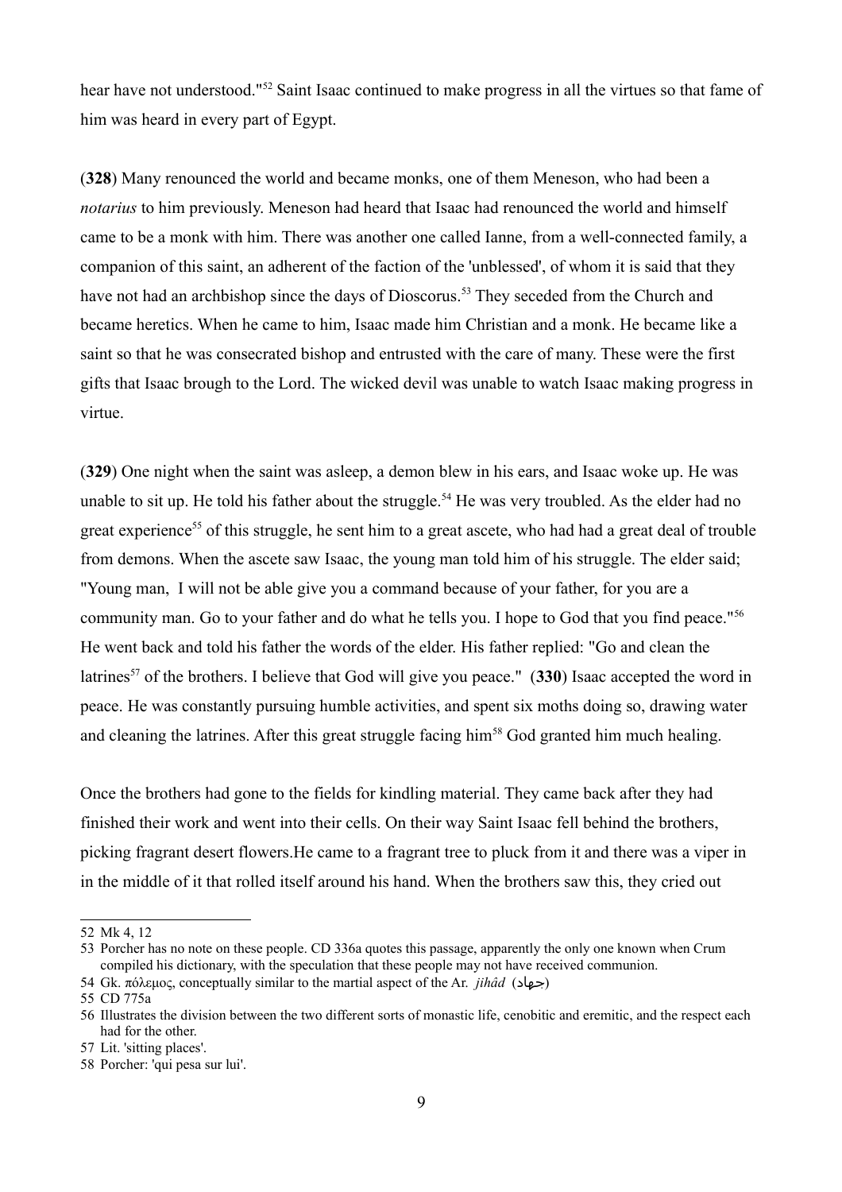hear have not understood."[52] Saint Isaac continued to make progress in all the virtues so that fame of him was heard in every part of Egypt.

(**328**) Many renounced the world and became monks, one of them Meneson, who had been a *notarius* to him previously. Meneson had heard that Isaac had renounced the world and himself came to be a monk with him. There was another one called Ianne, from a well-connected family, a companion of this saint, an adherent of the faction of the 'unblessed', of whom it is said that they have not had an archbishop since the days of Dioscorus.[53] They seceded from the Church and became heretics. When he came to him, Isaac made him Christian and a monk. He became like a saint so that he was consecrated bishop and entrusted with the care of many. These were the first gifts that Isaac brough to the Lord. The wicked devil was unable to watch Isaac making progress in virtue.

(**329**) One night when the saint was asleep, a demon blew in his ears, and Isaac woke up. He was unable to sit up. He told his father about the struggle.[54] He was very troubled. As the elder had no great experience[55] of this struggle, he sent him to a great ascete, who had had a great deal of trouble from demons. When the ascete saw Isaac, the young man told him of his struggle. The elder said; "Young man, I will not be able give you a command because of your father, for you are a community man. Go to your father and do what he tells you. I hope to God that you find peace."[56] He went back and told his father the words of the elder. His father replied: "Go and clean the latrines[57] of the brothers. I believe that God will give you peace." (**330**) Isaac accepted the word in peace. He was constantly pursuing humble activities, and spent six moths doing so, drawing water and cleaning the latrines. After this great struggle facing him[58] God granted him much healing.

Once the brothers had gone to the fields for kindling material. They came back after they had finished their work and went into their cells. On their way Saint Isaac fell behind the brothers, picking fragrant desert flowers.He came to a fragrant tree to pluck from it and there was a viper in in the middle of it that rolled itself around his hand. When the brothers saw this, they cried out

---

52 Mk 4, 12

53 Porcher has no note on these people. CD 336a quotes this passage, apparently the only one known when Crum compiled his dictionary, with the speculation that these people may not have received communion.

54 Gk. πόλεμος, conceptually similar to the martial aspect of the Ar. *jihâd* (جهاد)

55 CD 775a

56 Illustrates the division between the two different sorts of monastic life, cenobitic and eremitic, and the respect each had for the other.

57 Lit. 'sitting places'.

58 Porcher: 'qui pesa sur lui'.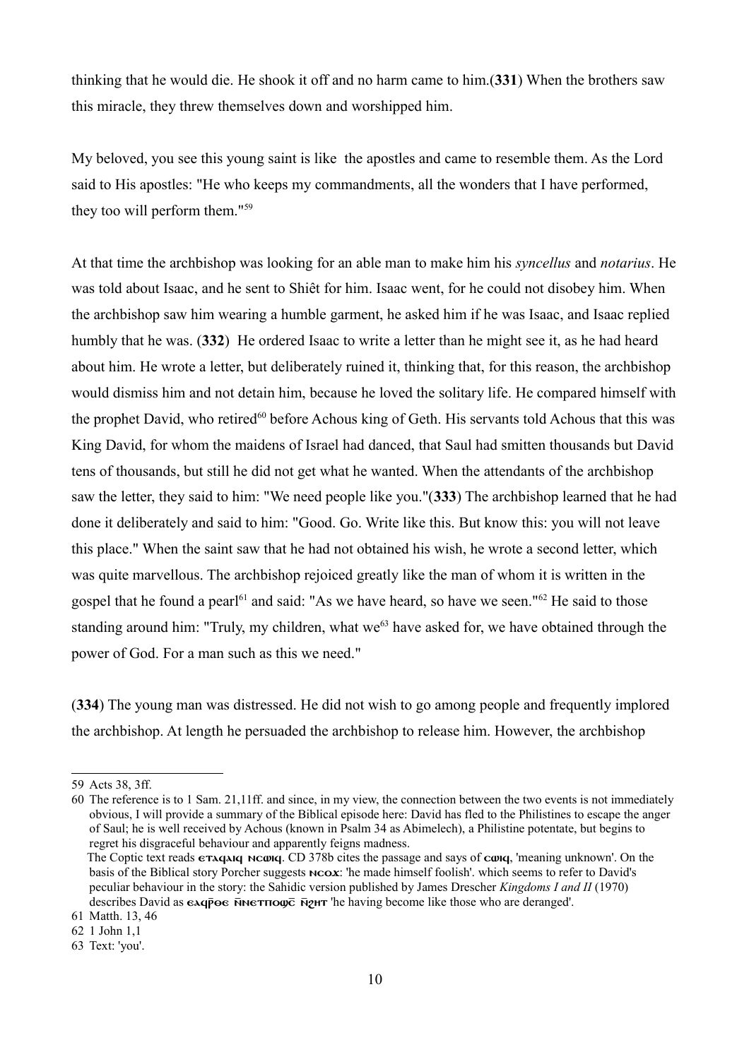thinking that he would die. He shook it off and no harm came to him.(**331**) When the brothers saw this miracle, they threw themselves down and worshipped him.

My beloved, you see this young saint is like the apostles and came to resemble them. As the Lord said to His apostles: "He who keeps my commandments, all the wonders that I have performed, they too will perform them."[59]

At that time the archbishop was looking for an able man to make him his *syncellus* and *notarius*. He was told about Isaac, and he sent to Shiêt for him. Isaac went, for he could not disobey him. When the archbishop saw him wearing a humble garment, he asked him if he was Isaac, and Isaac replied humbly that he was. (**332**) He ordered Isaac to write a letter than he might see it, as he had heard about him. He wrote a letter, but deliberately ruined it, thinking that, for this reason, the archbishop would dismiss him and not detain him, because he loved the solitary life. He compared himself with the prophet David, who retired[60] before Achous king of Geth. His servants told Achous that this was King David, for whom the maidens of Israel had danced, that Saul had smitten thousands but David tens of thousands, but still he did not get what he wanted. When the attendants of the archbishop saw the letter, they said to him: "We need people like you."(**333**) The archbishop learned that he had done it deliberately and said to him: "Good. Go. Write like this. But know this: you will not leave this place." When the saint saw that he had not obtained his wish, he wrote a second letter, which was quite marvellous. The archbishop rejoiced greatly like the man of whom it is written in the gospel that he found a pearl[61] and said: "As we have heard, so have we seen."[62] He said to those standing around him: "Truly, my children, what we[63] have asked for, we have obtained through the power of God. For a man such as this we need."

(**334**) The young man was distressed. He did not wish to go among people and frequently implored the archbishop. At length he persuaded the archbishop to release him. However, the archbishop

---

59 Acts 38, 3ff.

60 The reference is to 1 Sam. 21,11ff. and since, in my view, the connection between the two events is not immediately obvious, I will provide a summary of the Biblical episode here: David has fled to the Philistines to escape the anger of Saul; he is well received by Achous (known in Psalm 34 as Abimelech), a Philistine potentate, but begins to regret his disgraceful behaviour and apparently feigns madness.
The Coptic text reads ⲉⲧⲁϥⲁⲓϥ ⲛⲥⲱⲓϥ. CD 378b cites the passage and says of ⲥⲱⲓϥ, 'meaning unknown'. On the basis of the Biblical story Porcher suggests ⲛⲥⲟϫ: 'he made himself foolish'. which seems to refer to David's peculiar behaviour in the story: the Sahidic version published by James Drescher *Kingdoms I and II* (1970) describes David as ⲉⲁϥⲣ̄ⲟⲉ ⲛ̄ⲛⲉⲧⲡⲟϣⲥ̄ ⲛ̄ϩⲏⲧ 'he having become like those who are deranged'.

61 Matth. 13, 46

62 1 John 1,1

63 Text: 'you'.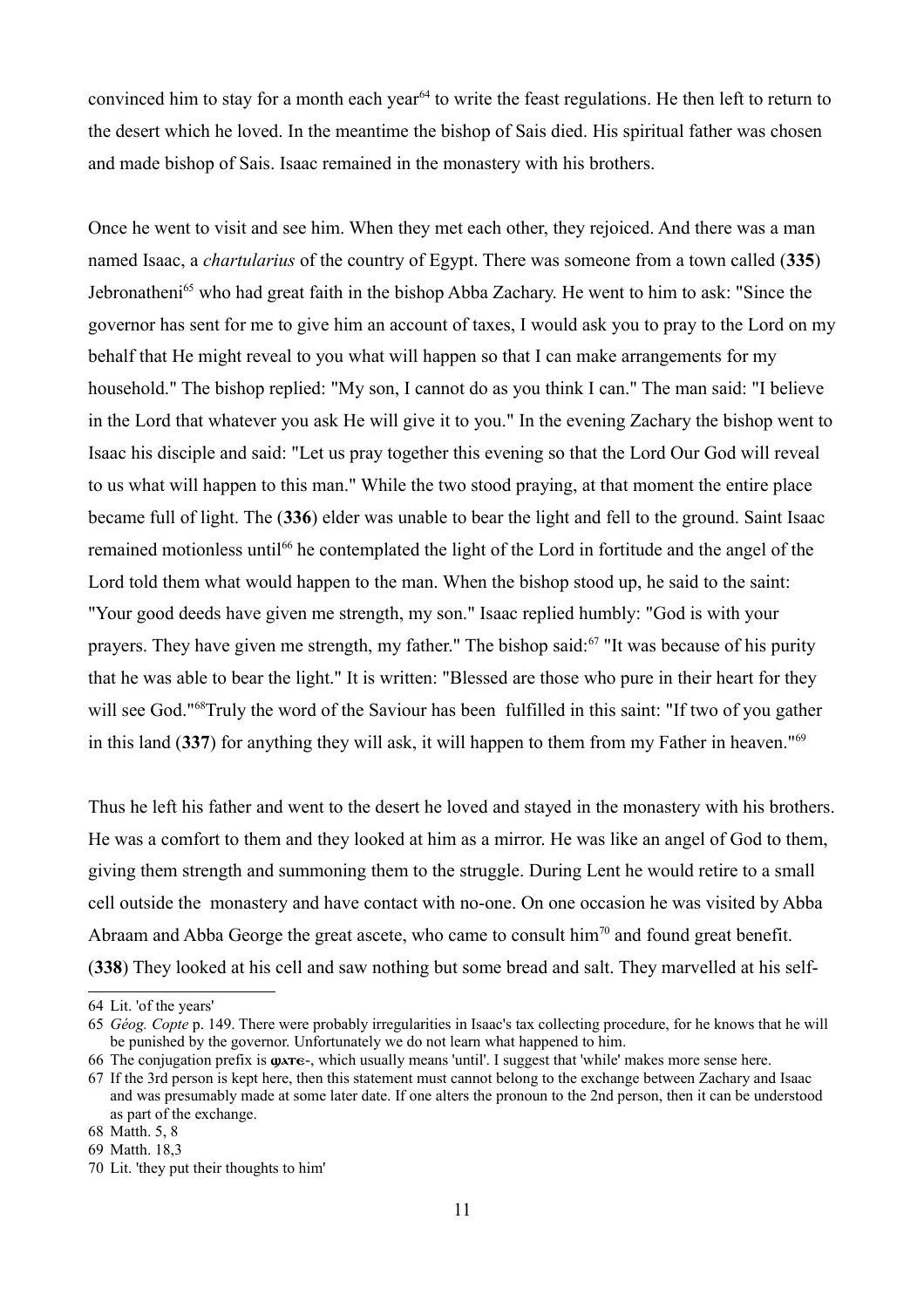convinced him to stay for a month each year[64] to write the feast regulations. He then left to return to the desert which he loved. In the meantime the bishop of Sais died. His spiritual father was chosen and made bishop of Sais. Isaac remained in the monastery with his brothers.

Once he went to visit and see him. When they met each other, they rejoiced. And there was a man named Isaac, a *chartularius* of the country of Egypt. There was someone from a town called (**335**) Jebronatheni[65] who had great faith in the bishop Abba Zachary. He went to him to ask: "Since the governor has sent for me to give him an account of taxes, I would ask you to pray to the Lord on my behalf that He might reveal to you what will happen so that I can make arrangements for my household." The bishop replied: "My son, I cannot do as you think I can." The man said: "I believe in the Lord that whatever you ask He will give it to you." In the evening Zachary the bishop went to Isaac his disciple and said: "Let us pray together this evening so that the Lord Our God will reveal to us what will happen to this man." While the two stood praying, at that moment the entire place became full of light. The (**336**) elder was unable to bear the light and fell to the ground. Saint Isaac remained motionless until[66] he contemplated the light of the Lord in fortitude and the angel of the Lord told them what would happen to the man. When the bishop stood up, he said to the saint: "Your good deeds have given me strength, my son." Isaac replied humbly: "God is with your prayers. They have given me strength, my father." The bishop said:[67] "It was because of his purity that he was able to bear the light." It is written: "Blessed are those who pure in their heart for they will see God."[68]Truly the word of the Saviour has been fulfilled in this saint: "If two of you gather in this land (**337**) for anything they will ask, it will happen to them from my Father in heaven."[69]

Thus he left his father and went to the desert he loved and stayed in the monastery with his brothers. He was a comfort to them and they looked at him as a mirror. He was like an angel of God to them, giving them strength and summoning them to the struggle. During Lent he would retire to a small cell outside the monastery and have contact with no-one. On one occasion he was visited by Abba Abraam and Abba George the great ascete, who came to consult him[70] and found great benefit. (**338**) They looked at his cell and saw nothing but some bread and salt. They marvelled at his self-

---

64 Lit. 'of the years'

65 *Géog. Copte* p. 149. There were probably irregularities in Isaac's tax collecting procedure, for he knows that he will be punished by the governor. Unfortunately we do not learn what happened to him.

66 The conjugation prefix is ϣⲁⲧⲉ-, which usually means 'until'. I suggest that 'while' makes more sense here.

67 If the 3rd person is kept here, then this statement must cannot belong to the exchange between Zachary and Isaac and was presumably made at some later date. If one alters the pronoun to the 2nd person, then it can be understood as part of the exchange.

68 Matth. 5, 8

69 Matth. 18,3

70 Lit. 'they put their thoughts to him'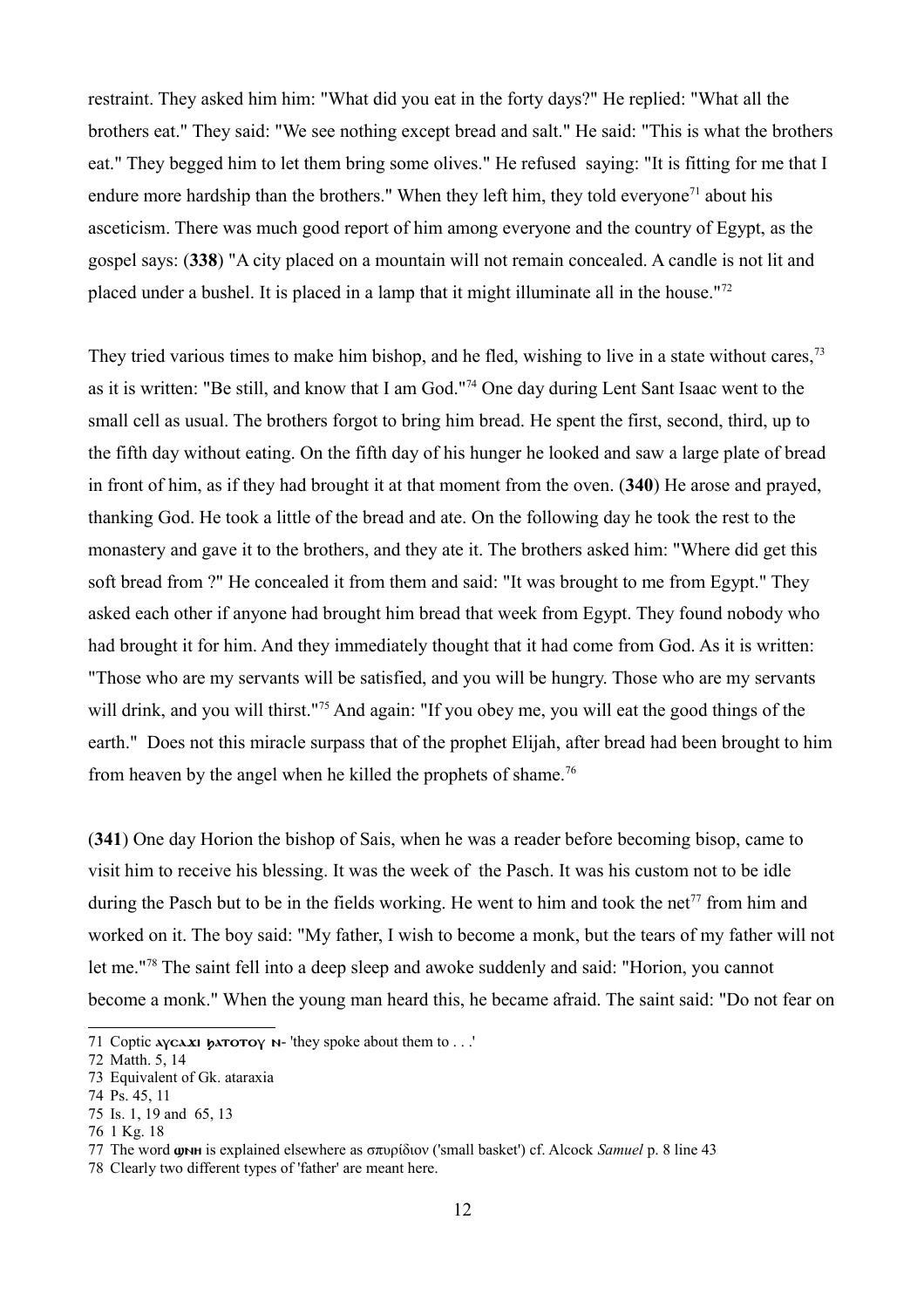restraint. They asked him him: "What did you eat in the forty days?" He replied: "What all the brothers eat." They said: "We see nothing except bread and salt." He said: "This is what the brothers eat." They begged him to let them bring some olives." He refused saying: "It is fitting for me that I endure more hardship than the brothers." When they left him, they told everyone[71] about his asceticism. There was much good report of him among everyone and the country of Egypt, as the gospel says: (**338**) "A city placed on a mountain will not remain concealed. A candle is not lit and placed under a bushel. It is placed in a lamp that it might illuminate all in the house."[72]

They tried various times to make him bishop, and he fled, wishing to live in a state without cares,[73] as it is written: "Be still, and know that I am God."[74] One day during Lent Sant Isaac went to the small cell as usual. The brothers forgot to bring him bread. He spent the first, second, third, up to the fifth day without eating. On the fifth day of his hunger he looked and saw a large plate of bread in front of him, as if they had brought it at that moment from the oven. (**340**) He arose and prayed, thanking God. He took a little of the bread and ate. On the following day he took the rest to the monastery and gave it to the brothers, and they ate it. The brothers asked him: "Where did get this soft bread from ?" He concealed it from them and said: "It was brought to me from Egypt." They asked each other if anyone had brought him bread that week from Egypt. They found nobody who had brought it for him. And they immediately thought that it had come from God. As it is written: "Those who are my servants will be satisfied, and you will be hungry. Those who are my servants will drink, and you will thirst."[75] And again: "If you obey me, you will eat the good things of the earth." Does not this miracle surpass that of the prophet Elijah, after bread had been brought to him from heaven by the angel when he killed the prophets of shame.[76]

(**341**) One day Horion the bishop of Sais, when he was a reader before becoming bisop, came to visit him to receive his blessing. It was the week of the Pasch. It was his custom not to be idle during the Pasch but to be in the fields working. He went to him and took the net[77] from him and worked on it. The boy said: "My father, I wish to become a monk, but the tears of my father will not let me."[78] The saint fell into a deep sleep and awoke suddenly and said: "Horion, you cannot become a monk." When the young man heard this, he became afraid. The saint said: "Do not fear on

---

71 Coptic ⲁⲩⲥⲁϫⲓ ϧⲁⲧⲟⲧⲟⲩ ⲛ- 'they spoke about them to . . .'

72 Matth. 5, 14

73 Equivalent of Gk. ataraxia

74 Ps. 45, 11

75 Is. 1, 19 and 65, 13

76 1 Kg. 18

77 The word ϣⲛⲏ is explained elsewhere as σπυρίδιον ('small basket') cf. Alcock *Samuel* p. 8 line 43

78 Clearly two different types of 'father' are meant here.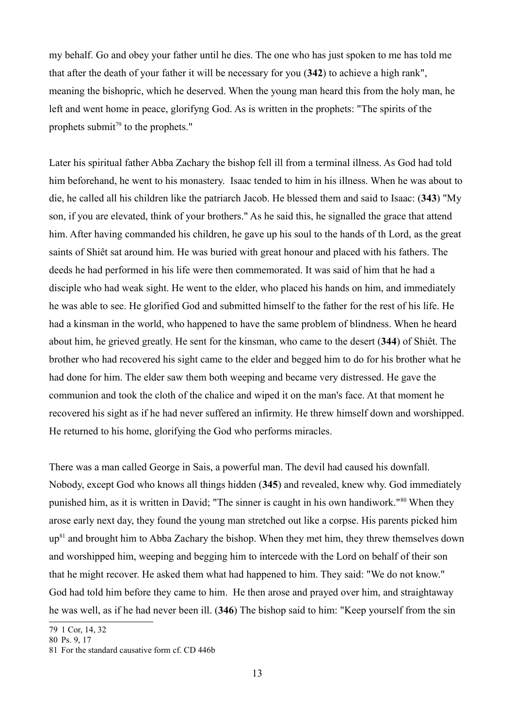my behalf. Go and obey your father until he dies. The one who has just spoken to me has told me that after the death of your father it will be necessary for you (**342**) to achieve a high rank", meaning the bishopric, which he deserved. When the young man heard this from the holy man, he left and went home in peace, glorifyng God. As is written in the prophets: "The spirits of the prophets submit[79] to the prophets."

Later his spiritual father Abba Zachary the bishop fell ill from a terminal illness. As God had told him beforehand, he went to his monastery. Isaac tended to him in his illness. When he was about to die, he called all his children like the patriarch Jacob. He blessed them and said to Isaac: (**343**) "My son, if you are elevated, think of your brothers." As he said this, he signalled the grace that attend him. After having commanded his children, he gave up his soul to the hands of th Lord, as the great saints of Shiêt sat around him. He was buried with great honour and placed with his fathers. The deeds he had performed in his life were then commemorated. It was said of him that he had a disciple who had weak sight. He went to the elder, who placed his hands on him, and immediately he was able to see. He glorified God and submitted himself to the father for the rest of his life. He had a kinsman in the world, who happened to have the same problem of blindness. When he heard about him, he grieved greatly. He sent for the kinsman, who came to the desert (**344**) of Shiêt. The brother who had recovered his sight came to the elder and begged him to do for his brother what he had done for him. The elder saw them both weeping and became very distressed. He gave the communion and took the cloth of the chalice and wiped it on the man's face. At that moment he recovered his sight as if he had never suffered an infirmity. He threw himself down and worshipped. He returned to his home, glorifying the God who performs miracles.

There was a man called George in Sais, a powerful man. The devil had caused his downfall. Nobody, except God who knows all things hidden (**345**) and revealed, knew why. God immediately punished him, as it is written in David; "The sinner is caught in his own handiwork."[80] When they arose early next day, they found the young man stretched out like a corpse. His parents picked him up[81] and brought him to Abba Zachary the bishop. When they met him, they threw themselves down and worshipped him, weeping and begging him to intercede with the Lord on behalf of their son that he might recover. He asked them what had happened to him. They said: "We do not know." God had told him before they came to him. He then arose and prayed over him, and straightaway he was well, as if he had never been ill. (**346**) The bishop said to him: "Keep yourself from the sin

---

79 1 Cor, 14, 32

80 Ps. 9, 17

81 For the standard causative form cf. CD 446b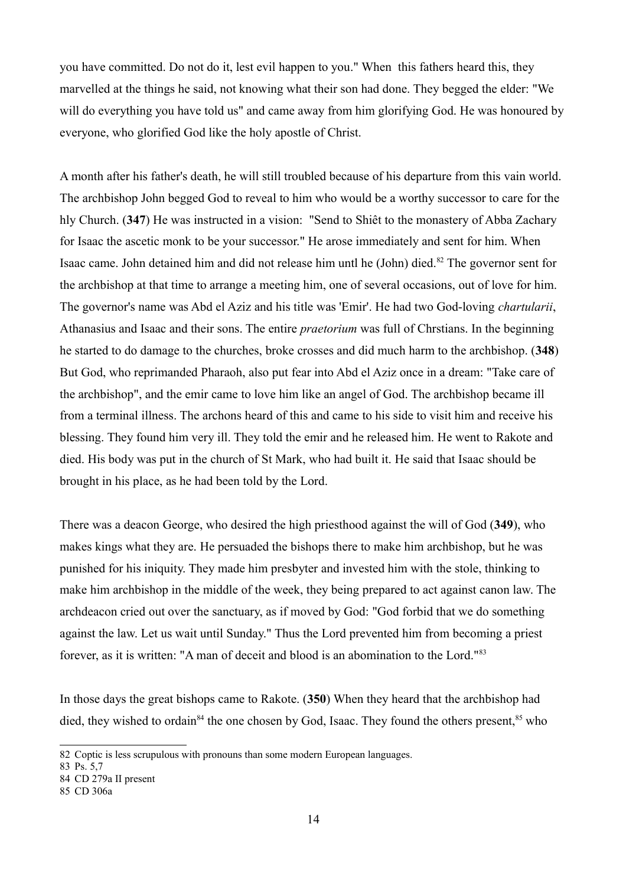you have committed. Do not do it, lest evil happen to you." When  this fathers heard this, they marvelled at the things he said, not knowing what their son had done. They begged the elder: "We will do everything you have told us" and came away from him glorifying God. He was honoured by everyone, who glorified God like the holy apostle of Christ.

A month after his father's death, he will still troubled because of his departure from this vain world. The archbishop John begged God to reveal to him who would be a worthy successor to care for the hly Church. (**347**) He was instructed in a vision:  "Send to Shiêt to the monastery of Abba Zachary for Isaac the ascetic monk to be your successor." He arose immediately and sent for him. When Isaac came. John detained him and did not release him untl he (John) died.[82] The governor sent for the archbishop at that time to arrange a meeting him, one of several occasions, out of love for him. The governor's name was Abd el Aziz and his title was 'Emir'. He had two God-loving *chartularii*, Athanasius and Isaac and their sons. The entire *praetorium* was full of Chrstians. In the beginning he started to do damage to the churches, broke crosses and did much harm to the archbishop. (**348**) But God, who reprimanded Pharaoh, also put fear into Abd el Aziz once in a dream: "Take care of the archbishop", and the emir came to love him like an angel of God. The archbishop became ill from a terminal illness. The archons heard of this and came to his side to visit him and receive his blessing. They found him very ill. They told the emir and he released him. He went to Rakote and died. His body was put in the church of St Mark, who had built it. He said that Isaac should be brought in his place, as he had been told by the Lord.

There was a deacon George, who desired the high priesthood against the will of God (**349**), who makes kings what they are. He persuaded the bishops there to make him archbishop, but he was punished for his iniquity. They made him presbyter and invested him with the stole, thinking to make him archbishop in the middle of the week, they being prepared to act against canon law. The archdeacon cried out over the sanctuary, as if moved by God: "God forbid that we do something against the law. Let us wait until Sunday." Thus the Lord prevented him from becoming a priest forever, as it is written: "A man of deceit and blood is an abomination to the Lord."[83]

In those days the great bishops came to Rakote. (**350**) When they heard that the archbishop had died, they wished to ordain[84] the one chosen by God, Isaac. They found the others present,[85] who

---

82 Coptic is less scrupulous with pronouns than some modern European languages.

83 Ps. 5,7

84 CD 279a II present

85 CD 306a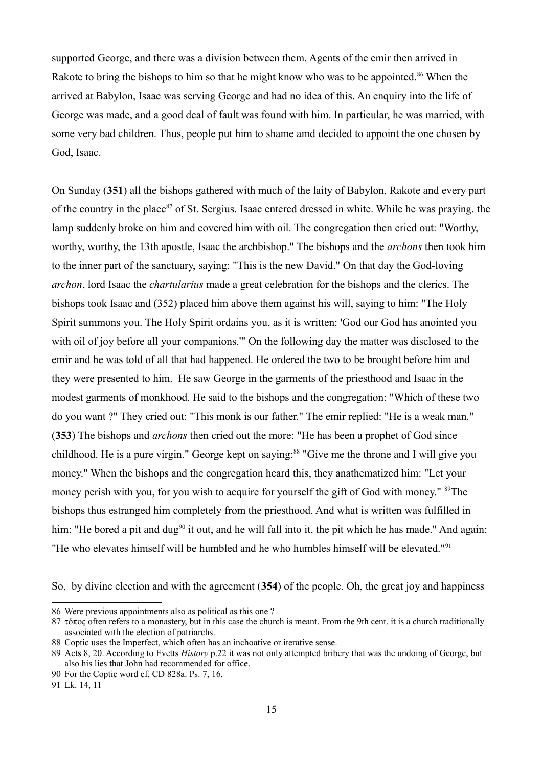supported George, and there was a division between them. Agents of the emir then arrived in Rakote to bring the bishops to him so that he might know who was to be appointed.[86] When the arrived at Babylon, Isaac was serving George and had no idea of this. An enquiry into the life of George was made, and a good deal of fault was found with him. In particular, he was married, with some very bad children. Thus, people put him to shame amd decided to appoint the one chosen by God, Isaac.

On Sunday (**351**) all the bishops gathered with much of the laity of Babylon, Rakote and every part of the country in the place[87] of St. Sergius. Isaac entered dressed in white. While he was praying. the lamp suddenly broke on him and covered him with oil. The congregation then cried out: "Worthy, worthy, worthy, the 13th apostle, Isaac the archbishop." The bishops and the *archons* then took him to the inner part of the sanctuary, saying: "This is the new David." On that day the God-loving *archon*, lord Isaac the *chartularius* made a great celebration for the bishops and the clerics. The bishops took Isaac and (352) placed him above them against his will, saying to him: "The Holy Spirit summons you. The Holy Spirit ordains you, as it is written: 'God our God has anointed you with oil of joy before all your companions.'" On the following day the matter was disclosed to the emir and he was told of all that had happened. He ordered the two to be brought before him and they were presented to him. He saw George in the garments of the priesthood and Isaac in the modest garments of monkhood. He said to the bishops and the congregation: "Which of these two do you want ?" They cried out: "This monk is our father." The emir replied: "He is a weak man." (**353**) The bishops and *archons* then cried out the more: "He has been a prophet of God since childhood. He is a pure virgin." George kept on saying:[88] "Give me the throne and I will give you money." When the bishops and the congregation heard this, they anathematized him: "Let your money perish with you, for you wish to acquire for yourself the gift of God with money." [89]The bishops thus estranged him completely from the priesthood. And what is written was fulfilled in him: "He bored a pit and dug[90] it out, and he will fall into it, the pit which he has made." And again: "He who elevates himself will be humbled and he who humbles himself will be elevated."[91]

So, by divine election and with the agreement (**354**) of the people. Oh, the great joy and happiness

---

86 Were previous appointments also as political as this one ?

87 τόπος often refers to a monastery, but in this case the church is meant. From the 9th cent. it is a church traditionally associated with the election of patriarchs.

88 Coptic uses the Imperfect, which often has an inchoative or iterative sense.

89 Acts 8, 20. According to Evetts *History* p.22 it was not only attempted bribery that was the undoing of George, but also his lies that John had recommended for office.

90 For the Coptic word cf. CD 828a. Ps. 7, 16.

91 Lk. 14, 11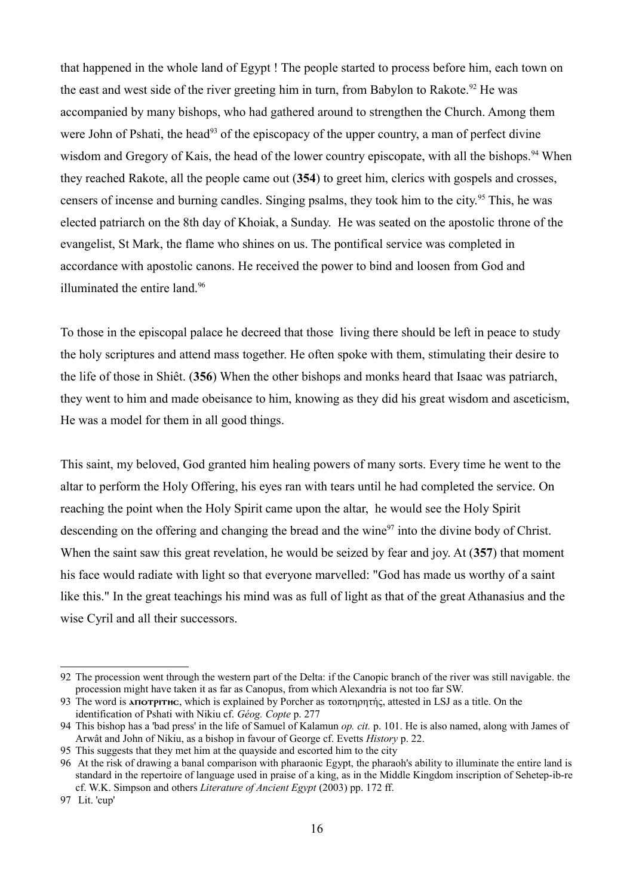that happened in the whole land of Egypt ! The people started to process before him, each town on the east and west side of the river greeting him in turn, from Babylon to Rakote.[92] He was accompanied by many bishops, who had gathered around to strengthen the Church. Among them were John of Pshati, the head[93] of the episcopacy of the upper country, a man of perfect divine wisdom and Gregory of Kais, the head of the lower country episcopate, with all the bishops.[94] When they reached Rakote, all the people came out (**354**) to greet him, clerics with gospels and crosses, censers of incense and burning candles. Singing psalms, they took him to the city.[95] This, he was elected patriarch on the 8th day of Khoiak, a Sunday. He was seated on the apostolic throne of the evangelist, St Mark, the flame who shines on us. The pontifical service was completed in accordance with apostolic canons. He received the power to bind and loosen from God and illuminated the entire land.[96]

To those in the episcopal palace he decreed that those living there should be left in peace to study the holy scriptures and attend mass together. He often spoke with them, stimulating their desire to the life of those in Shiêt. (**356**) When the other bishops and monks heard that Isaac was patriarch, they went to him and made obeisance to him, knowing as they did his great wisdom and asceticism, He was a model for them in all good things.

This saint, my beloved, God granted him healing powers of many sorts. Every time he went to the altar to perform the Holy Offering, his eyes ran with tears until he had completed the service. On reaching the point when the Holy Spirit came upon the altar, he would see the Holy Spirit descending on the offering and changing the bread and the wine[97] into the divine body of Christ. When the saint saw this great revelation, he would be seized by fear and joy. At (**357**) that moment his face would radiate with light so that everyone marvelled: "God has made us worthy of a saint like this." In the great teachings his mind was as full of light as that of the great Athanasius and the wise Cyril and all their successors.

---

92 The procession went through the western part of the Delta: if the Canopic branch of the river was still navigable. the procession might have taken it as far as Canopus, from which Alexandria is not too far SW.

93 The word is **ⲁⲡⲟⲧⲣⲓⲧⲏⲥ**, which is explained by Porcher as τοποτηρητής, attested in LSJ as a title. On the identification of Pshati with Nikiu cf. *Géog. Copte* p. 277

94 This bishop has a 'bad press' in the life of Samuel of Kalamun *op. cit.* p. 101. He is also named, along with James of Arwât and John of Nikiu, as a bishop in favour of George cf. Evetts *History* p. 22.

95 This suggests that they met him at the quayside and escorted him to the city

96 At the risk of drawing a banal comparison with pharaonic Egypt, the pharaoh's ability to illuminate the entire land is standard in the repertoire of language used in praise of a king, as in the Middle Kingdom inscription of Sehetep-ib-re cf. W.K. Simpson and others *Literature of Ancient Egypt* (2003) pp. 172 ff.

97 Lit. 'cup'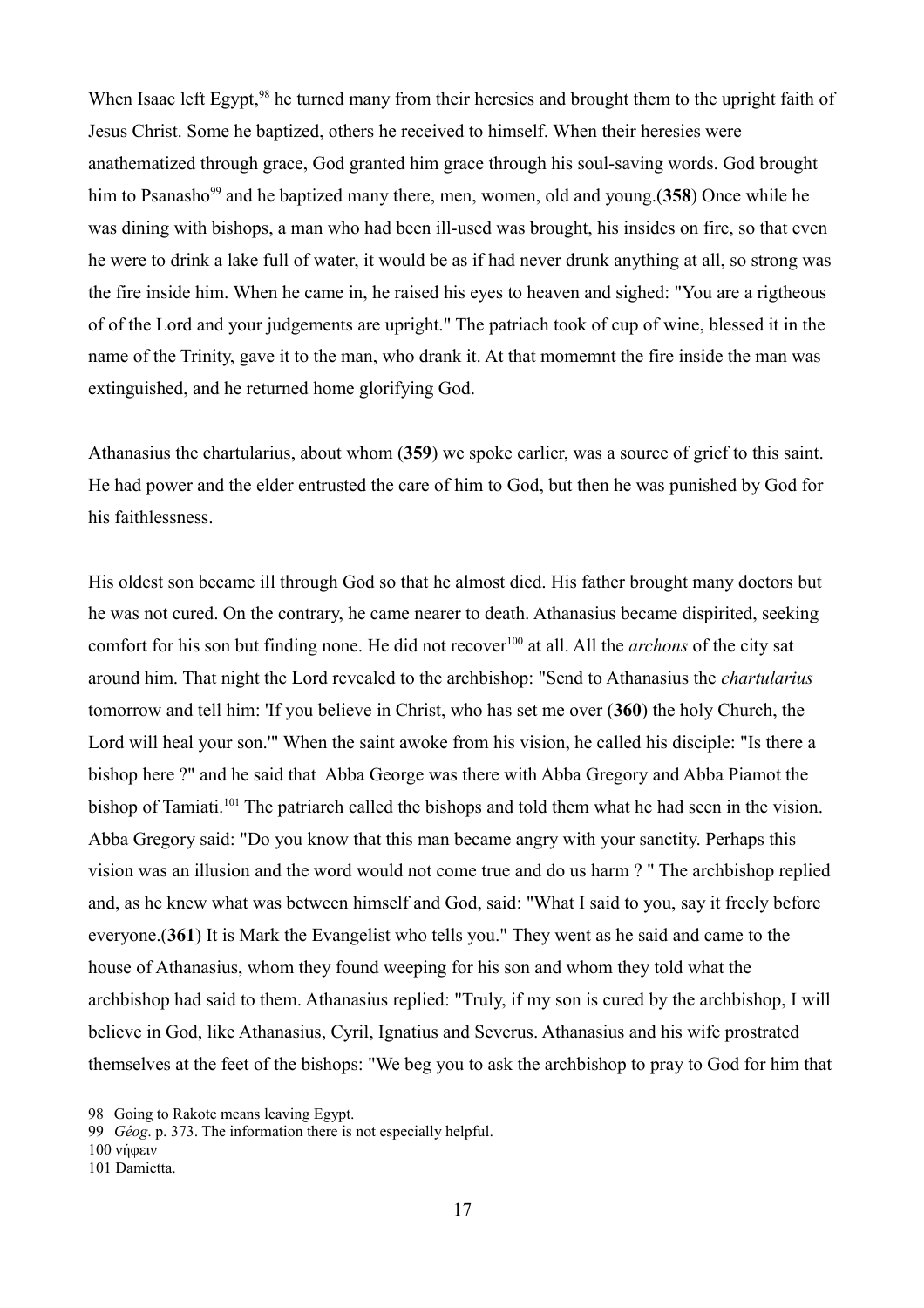When Isaac left Egypt,[98] he turned many from their heresies and brought them to the upright faith of Jesus Christ. Some he baptized, others he received to himself. When their heresies were anathematized through grace, God granted him grace through his soul-saving words. God brought him to Psanasho[99] and he baptized many there, men, women, old and young.(**358**) Once while he was dining with bishops, a man who had been ill-used was brought, his insides on fire, so that even he were to drink a lake full of water, it would be as if had never drunk anything at all, so strong was the fire inside him. When he came in, he raised his eyes to heaven and sighed: "You are a rigtheous of of the Lord and your judgements are upright." The patriach took of cup of wine, blessed it in the name of the Trinity, gave it to the man, who drank it. At that momemnt the fire inside the man was extinguished, and he returned home glorifying God.

Athanasius the chartularius, about whom (**359**) we spoke earlier, was a source of grief to this saint. He had power and the elder entrusted the care of him to God, but then he was punished by God for his faithlessness.

His oldest son became ill through God so that he almost died. His father brought many doctors but he was not cured. On the contrary, he came nearer to death. Athanasius became dispirited, seeking comfort for his son but finding none. He did not recover[100] at all. All the *archons* of the city sat around him. That night the Lord revealed to the archbishop: "Send to Athanasius the *chartularius* tomorrow and tell him: 'If you believe in Christ, who has set me over (**360**) the holy Church, the Lord will heal your son.'" When the saint awoke from his vision, he called his disciple: "Is there a bishop here ?" and he said that Abba George was there with Abba Gregory and Abba Piamot the bishop of Tamiati.[101] The patriarch called the bishops and told them what he had seen in the vision. Abba Gregory said: "Do you know that this man became angry with your sanctity. Perhaps this vision was an illusion and the word would not come true and do us harm ? " The archbishop replied and, as he knew what was between himself and God, said: "What I said to you, say it freely before everyone.(**361**) It is Mark the Evangelist who tells you." They went as he said and came to the house of Athanasius, whom they found weeping for his son and whom they told what the archbishop had said to them. Athanasius replied: "Truly, if my son is cured by the archbishop, I will believe in God, like Athanasius, Cyril, Ignatius and Severus. Athanasius and his wife prostrated themselves at the feet of the bishops: "We beg you to ask the archbishop to pray to God for him that

---

98 Going to Rakote means leaving Egypt.

99 *Géog*. p. 373. The information there is not especially helpful.

100 νήφειν

101 Damietta.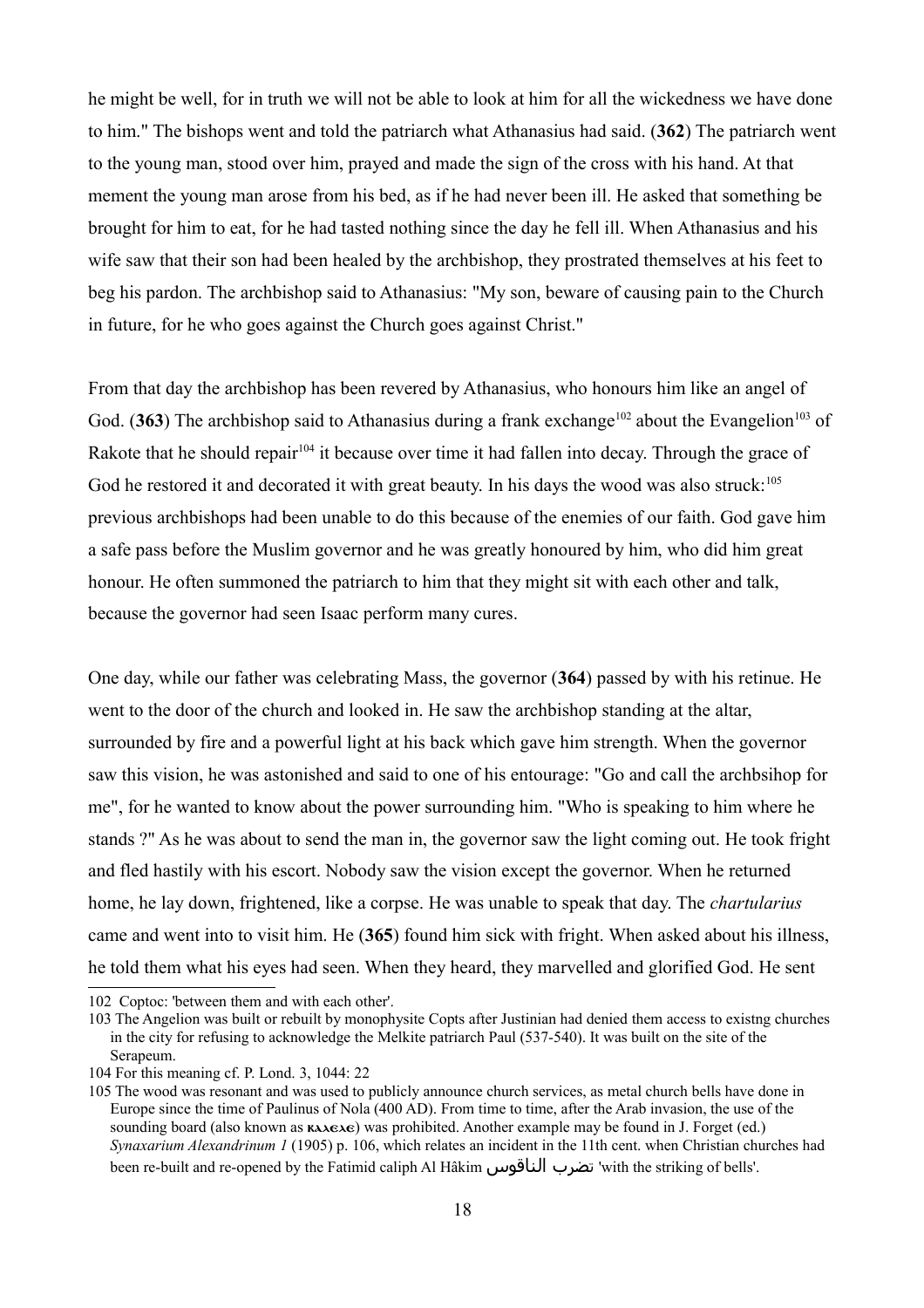he might be well, for in truth we will not be able to look at him for all the wickedness we have done to him." The bishops went and told the patriarch what Athanasius had said. (**362**) The patriarch went to the young man, stood over him, prayed and made the sign of the cross with his hand. At that mement the young man arose from his bed, as if he had never been ill. He asked that something be brought for him to eat, for he had tasted nothing since the day he fell ill. When Athanasius and his wife saw that their son had been healed by the archbishop, they prostrated themselves at his feet to beg his pardon. The archbishop said to Athanasius: "My son, beware of causing pain to the Church in future, for he who goes against the Church goes against Christ."

From that day the archbishop has been revered by Athanasius, who honours him like an angel of God. (**363**) The archbishop said to Athanasius during a frank exchange[102] about the Evangelion[103] of Rakote that he should repair[104] it because over time it had fallen into decay. Through the grace of God he restored it and decorated it with great beauty. In his days the wood was also struck:[105] previous archbishops had been unable to do this because of the enemies of our faith. God gave him a safe pass before the Muslim governor and he was greatly honoured by him, who did him great honour. He often summoned the patriarch to him that they might sit with each other and talk, because the governor had seen Isaac perform many cures.

One day, while our father was celebrating Mass, the governor (**364**) passed by with his retinue. He went to the door of the church and looked in. He saw the archbishop standing at the altar, surrounded by fire and a powerful light at his back which gave him strength. When the governor saw this vision, he was astonished and said to one of his entourage: "Go and call the archbsihop for me", for he wanted to know about the power surrounding him. "Who is speaking to him where he stands ?" As he was about to send the man in, the governor saw the light coming out. He took fright and fled hastily with his escort. Nobody saw the vision except the governor. When he returned home, he lay down, frightened, like a corpse. He was unable to speak that day. The *chartularius* came and went into to visit him. He (**365**) found him sick with fright. When asked about his illness, he told them what his eyes had seen. When they heard, they marvelled and glorified God. He sent

---

102 Coptoc: 'between them and with each other'.

103 The Angelion was built or rebuilt by monophysite Copts after Justinian had denied them access to existng churches in the city for refusing to acknowledge the Melkite patriarch Paul (537-540). It was built on the site of the Serapeum.

104 For this meaning cf. P. Lond. 3, 1044: 22

105 The wood was resonant and was used to publicly announce church services, as metal church bells have done in Europe since the time of Paulinus of Nola (400 AD). From time to time, after the Arab invasion, the use of the sounding board (also known as ⲕⲁⲗⲉⲗⲉ) was prohibited. Another example may be found in J. Forget (ed.) *Synaxarium Alexandrinum 1* (1905) p. 106, which relates an incident in the 11th cent. when Christian churches had been re-built and re-opened by the Fatimid caliph Al Hâkim تضرب الناقوس 'with the striking of bells'.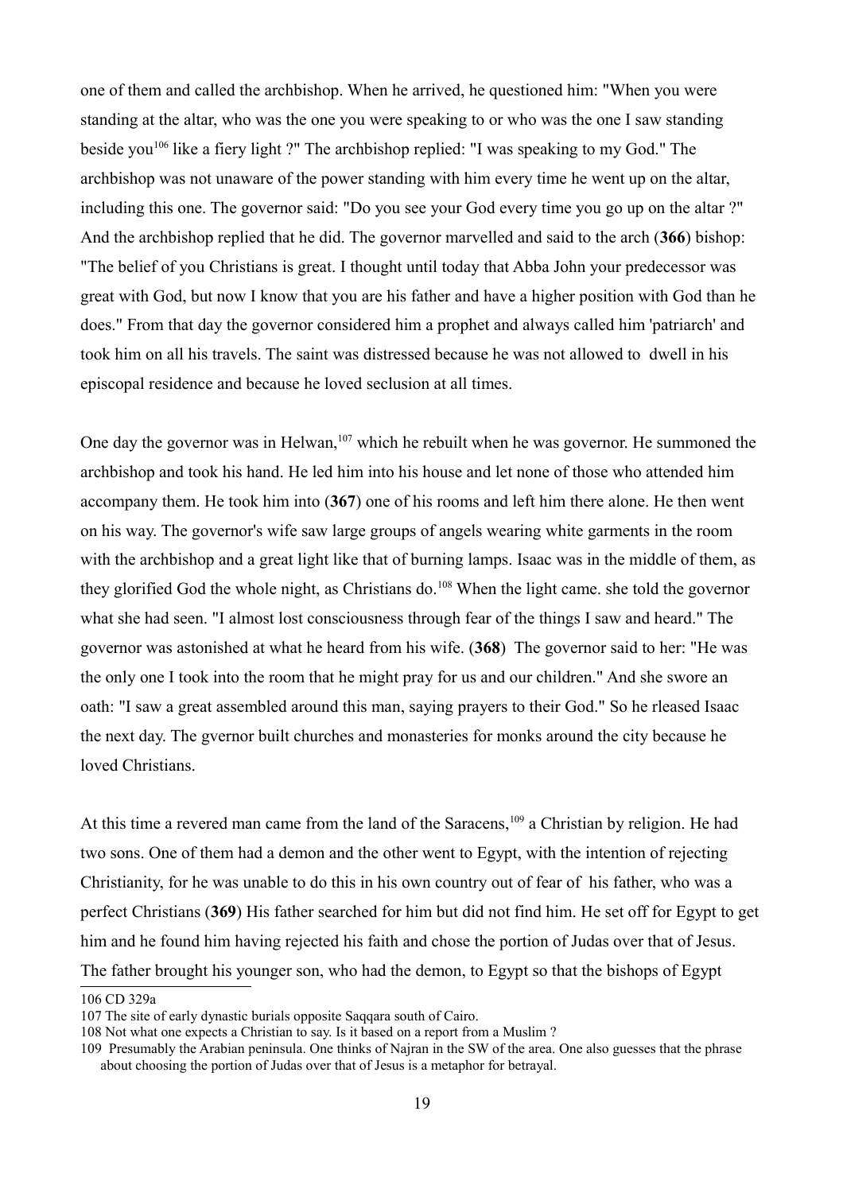one of them and called the archbishop. When he arrived, he questioned him: "When you were standing at the altar, who was the one you were speaking to or who was the one I saw standing beside you[106] like a fiery light ?" The archbishop replied: "I was speaking to my God." The archbishop was not unaware of the power standing with him every time he went up on the altar, including this one. The governor said: "Do you see your God every time you go up on the altar ?" And the archbishop replied that he did. The governor marvelled and said to the arch (**366**) bishop: "The belief of you Christians is great. I thought until today that Abba John your predecessor was great with God, but now I know that you are his father and have a higher position with God than he does." From that day the governor considered him a prophet and always called him 'patriarch' and took him on all his travels. The saint was distressed because he was not allowed to dwell in his episcopal residence and because he loved seclusion at all times.

One day the governor was in Helwan,[107] which he rebuilt when he was governor. He summoned the archbishop and took his hand. He led him into his house and let none of those who attended him accompany them. He took him into (**367**) one of his rooms and left him there alone. He then went on his way. The governor's wife saw large groups of angels wearing white garments in the room with the archbishop and a great light like that of burning lamps. Isaac was in the middle of them, as they glorified God the whole night, as Christians do.[108] When the light came. she told the governor what she had seen. "I almost lost consciousness through fear of the things I saw and heard." The governor was astonished at what he heard from his wife. (**368**) The governor said to her: "He was the only one I took into the room that he might pray for us and our children." And she swore an oath: "I saw a great assembled around this man, saying prayers to their God." So he rleased Isaac the next day. The gvernor built churches and monasteries for monks around the city because he loved Christians.

At this time a revered man came from the land of the Saracens,[109] a Christian by religion. He had two sons. One of them had a demon and the other went to Egypt, with the intention of rejecting Christianity, for he was unable to do this in his own country out of fear of his father, who was a perfect Christians (**369**) His father searched for him but did not find him. He set off for Egypt to get him and he found him having rejected his faith and chose the portion of Judas over that of Jesus. The father brought his younger son, who had the demon, to Egypt so that the bishops of Egypt

---

106 CD 329a

107 The site of early dynastic burials opposite Saqqara south of Cairo.

108 Not what one expects a Christian to say. Is it based on a report from a Muslim ?

109 Presumably the Arabian peninsula. One thinks of Najran in the SW of the area. One also guesses that the phrase about choosing the portion of Judas over that of Jesus is a metaphor for betrayal.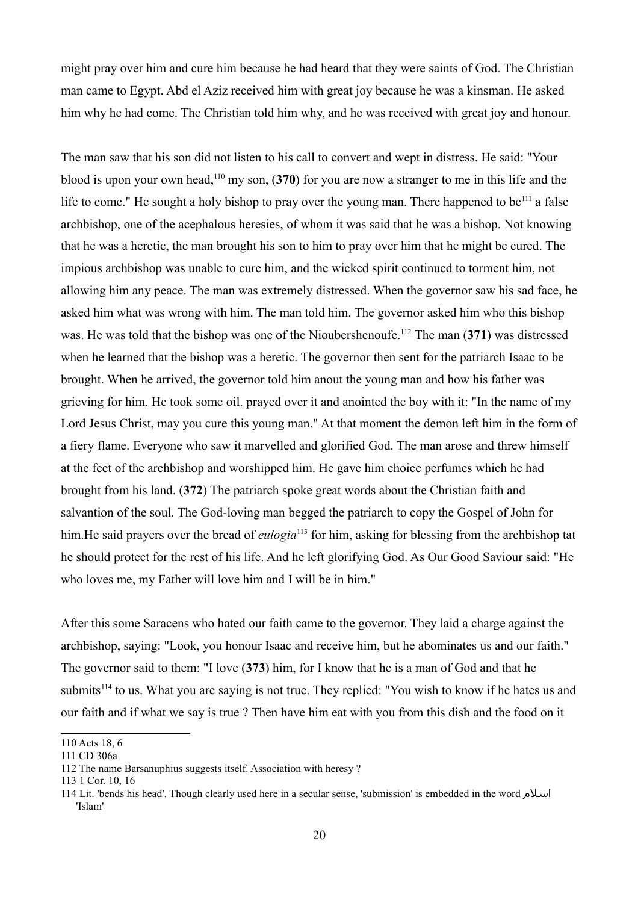might pray over him and cure him because he had heard that they were saints of God. The Christian man came to Egypt. Abd el Aziz received him with great joy because he was a kinsman. He asked him why he had come. The Christian told him why, and he was received with great joy and honour.

The man saw that his son did not listen to his call to convert and wept in distress. He said: "Your blood is upon your own head,[110] my son, (**370**) for you are now a stranger to me in this life and the life to come." He sought a holy bishop to pray over the young man. There happened to be[111] a false archbishop, one of the acephalous heresies, of whom it was said that he was a bishop. Not knowing that he was a heretic, the man brought his son to him to pray over him that he might be cured. The impious archbishop was unable to cure him, and the wicked spirit continued to torment him, not allowing him any peace. The man was extremely distressed. When the governor saw his sad face, he asked him what was wrong with him. The man told him. The governor asked him who this bishop was. He was told that the bishop was one of the Nioubershenoufe.[112] The man (**371**) was distressed when he learned that the bishop was a heretic. The governor then sent for the patriarch Isaac to be brought. When he arrived, the governor told him anout the young man and how his father was grieving for him. He took some oil. prayed over it and anointed the boy with it: "In the name of my Lord Jesus Christ, may you cure this young man." At that moment the demon left him in the form of a fiery flame. Everyone who saw it marvelled and glorified God. The man arose and threw himself at the feet of the archbishop and worshipped him. He gave him choice perfumes which he had brought from his land. (**372**) The patriarch spoke great words about the Christian faith and salvantion of the soul. The God-loving man begged the patriarch to copy the Gospel of John for him.He said prayers over the bread of *eulogia*[113] for him, asking for blessing from the archbishop tat he should protect for the rest of his life. And he left glorifying God. As Our Good Saviour said: "He who loves me, my Father will love him and I will be in him."

After this some Saracens who hated our faith came to the governor. They laid a charge against the archbishop, saying: "Look, you honour Isaac and receive him, but he abominates us and our faith." The governor said to them: "I love (**373**) him, for I know that he is a man of God and that he submits[114] to us. What you are saying is not true. They replied: "You wish to know if he hates us and our faith and if what we say is true ? Then have him eat with you from this dish and the food on it

---

110 Acts 18, 6

111 CD 306a

112 The name Barsanuphius suggests itself. Association with heresy ?

113 1 Cor. 10, 16

114 Lit. 'bends his head'. Though clearly used here in a secular sense, 'submission' is embedded in the word اسلام 'Islam'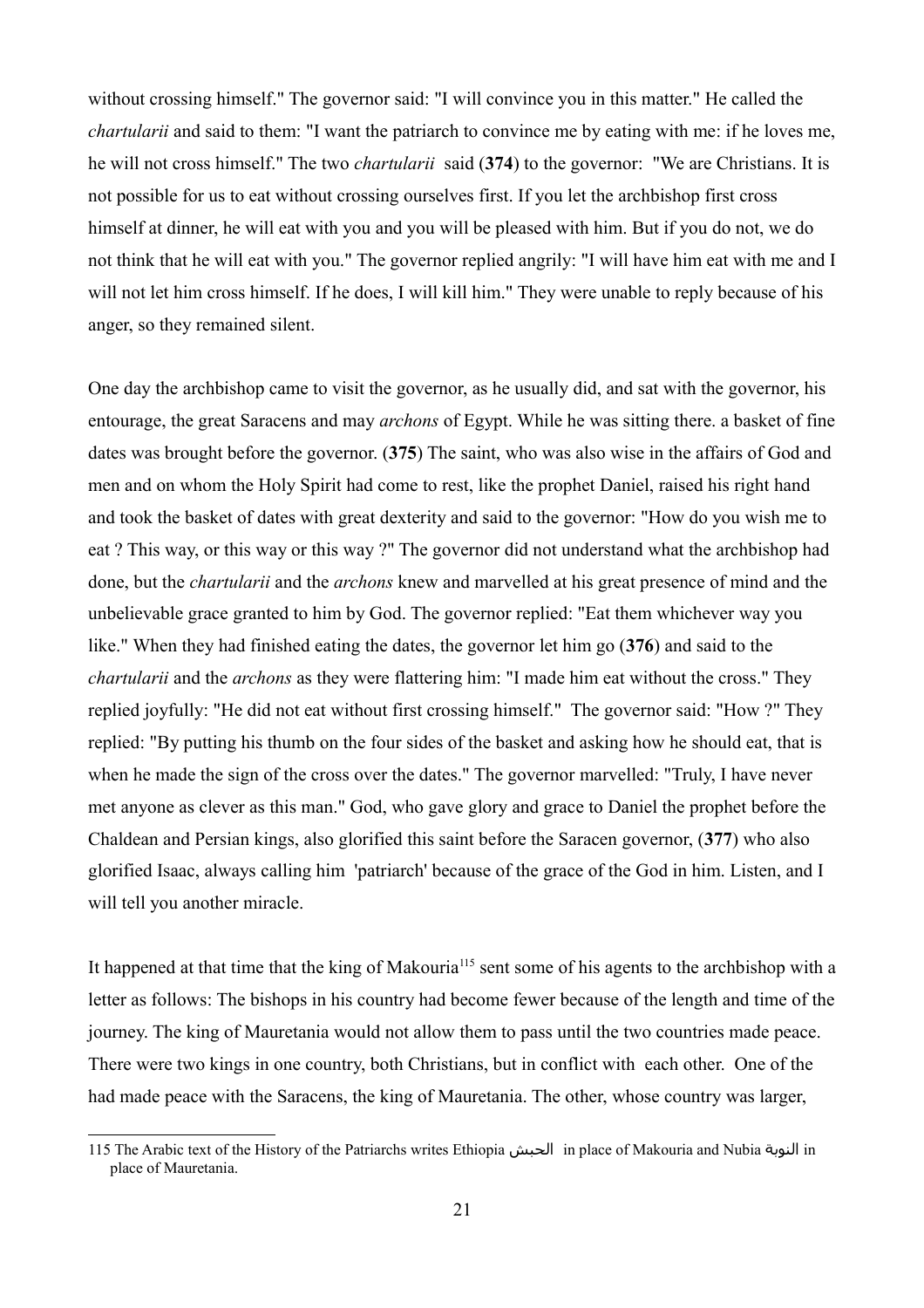without crossing himself." The governor said: "I will convince you in this matter." He called the *chartularii* and said to them: "I want the patriarch to convince me by eating with me: if he loves me, he will not cross himself." The two *chartularii* said (**374**) to the governor: "We are Christians. It is not possible for us to eat without crossing ourselves first. If you let the archbishop first cross himself at dinner, he will eat with you and you will be pleased with him. But if you do not, we do not think that he will eat with you." The governor replied angrily: "I will have him eat with me and I will not let him cross himself. If he does, I will kill him." They were unable to reply because of his anger, so they remained silent.

One day the archbishop came to visit the governor, as he usually did, and sat with the governor, his entourage, the great Saracens and may *archons* of Egypt. While he was sitting there. a basket of fine dates was brought before the governor. (**375**) The saint, who was also wise in the affairs of God and men and on whom the Holy Spirit had come to rest, like the prophet Daniel, raised his right hand and took the basket of dates with great dexterity and said to the governor: "How do you wish me to eat ? This way, or this way or this way ?" The governor did not understand what the archbishop had done, but the *chartularii* and the *archons* knew and marvelled at his great presence of mind and the unbelievable grace granted to him by God. The governor replied: "Eat them whichever way you like." When they had finished eating the dates, the governor let him go (**376**) and said to the *chartularii* and the *archons* as they were flattering him: "I made him eat without the cross." They replied joyfully: "He did not eat without first crossing himself." The governor said: "How ?" They replied: "By putting his thumb on the four sides of the basket and asking how he should eat, that is when he made the sign of the cross over the dates." The governor marvelled: "Truly, I have never met anyone as clever as this man." God, who gave glory and grace to Daniel the prophet before the Chaldean and Persian kings, also glorified this saint before the Saracen governor, (**377**) who also glorified Isaac, always calling him 'patriarch' because of the grace of the God in him. Listen, and I will tell you another miracle.

It happened at that time that the king of Makouria[115] sent some of his agents to the archbishop with a letter as follows: The bishops in his country had become fewer because of the length and time of the journey. The king of Mauretania would not allow them to pass until the two countries made peace. There were two kings in one country, both Christians, but in conflict with each other. One of the had made peace with the Saracens, the king of Mauretania. The other, whose country was larger,

115 The Arabic text of the History of the Patriarchs writes Ethiopia الحبش in place of Makouria and Nubia النوبة in place of Mauretania.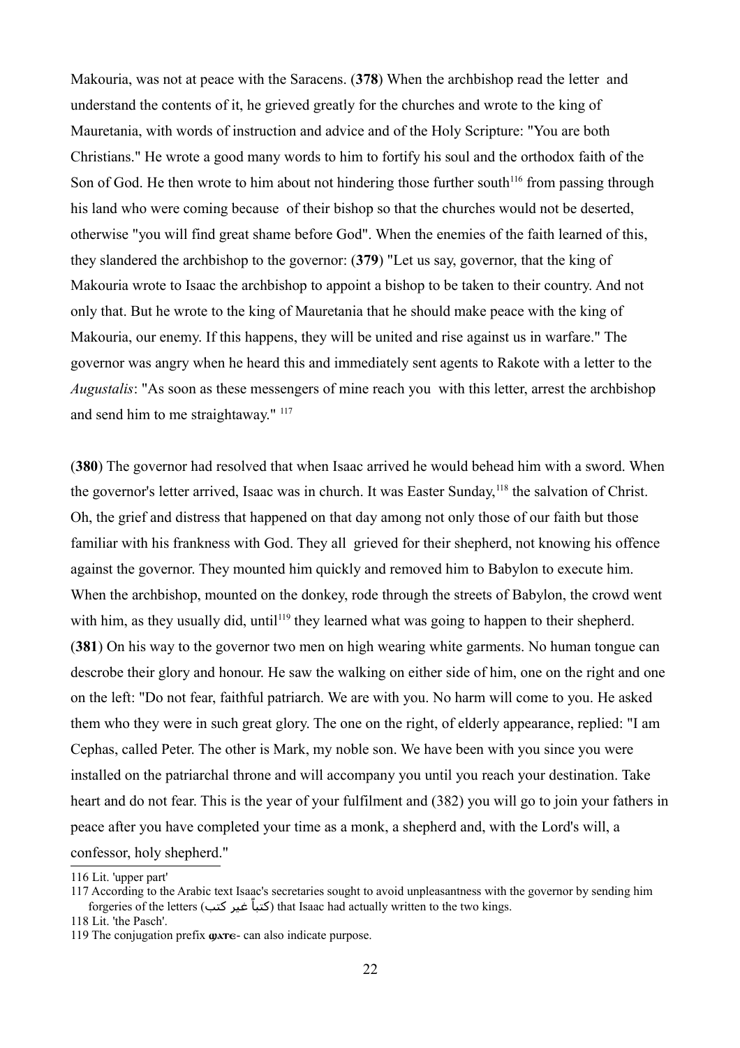Makouria, was not at peace with the Saracens. (**378**) When the archbishop read the letter and understand the contents of it, he grieved greatly for the churches and wrote to the king of Mauretania, with words of instruction and advice and of the Holy Scripture: "You are both Christians." He wrote a good many words to him to fortify his soul and the orthodox faith of the Son of God. He then wrote to him about not hindering those further south[116] from passing through his land who were coming because of their bishop so that the churches would not be deserted, otherwise "you will find great shame before God". When the enemies of the faith learned of this, they slandered the archbishop to the governor: (**379**) "Let us say, governor, that the king of Makouria wrote to Isaac the archbishop to appoint a bishop to be taken to their country. And not only that. But he wrote to the king of Mauretania that he should make peace with the king of Makouria, our enemy. If this happens, they will be united and rise against us in warfare." The governor was angry when he heard this and immediately sent agents to Rakote with a letter to the *Augustalis*: "As soon as these messengers of mine reach you with this letter, arrest the archbishop and send him to me straightaway." [117]

(**380**) The governor had resolved that when Isaac arrived he would behead him with a sword. When the governor's letter arrived, Isaac was in church. It was Easter Sunday,[118] the salvation of Christ. Oh, the grief and distress that happened on that day among not only those of our faith but those familiar with his frankness with God. They all grieved for their shepherd, not knowing his offence against the governor. They mounted him quickly and removed him to Babylon to execute him. When the archbishop, mounted on the donkey, rode through the streets of Babylon, the crowd went with him, as they usually did, until[119] they learned what was going to happen to their shepherd. (**381**) On his way to the governor two men on high wearing white garments. No human tongue can descrobe their glory and honour. He saw the walking on either side of him, one on the right and one on the left: "Do not fear, faithful patriarch. We are with you. No harm will come to you. He asked them who they were in such great glory. The one on the right, of elderly appearance, replied: "I am Cephas, called Peter. The other is Mark, my noble son. We have been with you since you were installed on the patriarchal throne and will accompany you until you reach your destination. Take heart and do not fear. This is the year of your fulfilment and (382) you will go to join your fathers in peace after you have completed your time as a monk, a shepherd and, with the Lord's will, a confessor, holy shepherd."

---

116 Lit. 'upper part'

117 According to the Arabic text Isaac's secretaries sought to avoid unpleasantness with the governor by sending him forgeries of the letters (كتباً غير كتب) that Isaac had actually written to the two kings.

118 Lit. 'the Pasch'.

119 The conjugation prefix **ϣⲁⲧⲉ**- can also indicate purpose.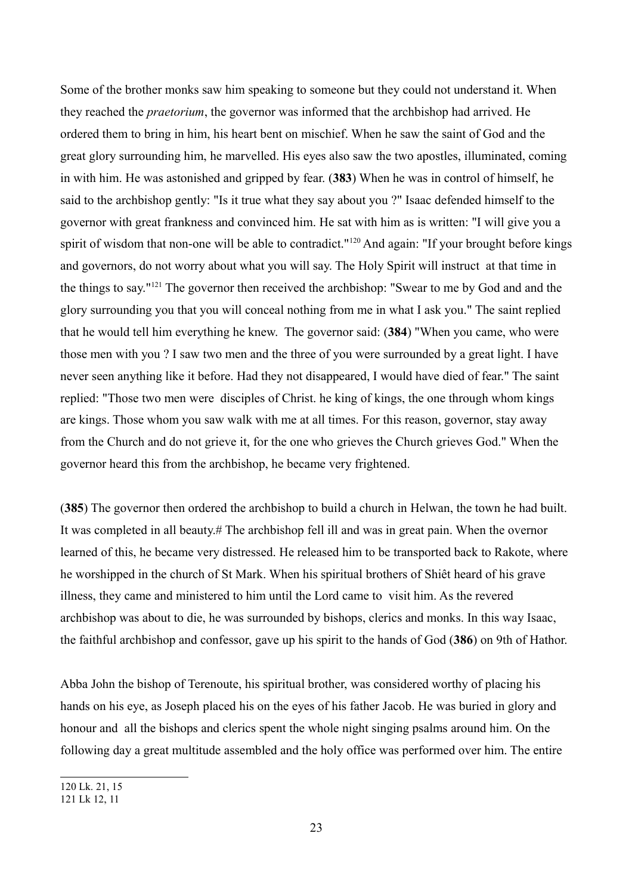Some of the brother monks saw him speaking to someone but they could not understand it. When they reached the *praetorium*, the governor was informed that the archbishop had arrived. He ordered them to bring in him, his heart bent on mischief. When he saw the saint of God and the great glory surrounding him, he marvelled. His eyes also saw the two apostles, illuminated, coming in with him. He was astonished and gripped by fear. (**383**) When he was in control of himself, he said to the archbishop gently: "Is it true what they say about you ?" Isaac defended himself to the governor with great frankness and convinced him. He sat with him as is written: "I will give you a spirit of wisdom that non-one will be able to contradict."[120] And again: "If your brought before kings and governors, do not worry about what you will say. The Holy Spirit will instruct at that time in the things to say."[121] The governor then received the archbishop: "Swear to me by God and and the glory surrounding you that you will conceal nothing from me in what I ask you." The saint replied that he would tell him everything he knew. The governor said: (**384**) "When you came, who were those men with you ? I saw two men and the three of you were surrounded by a great light. I have never seen anything like it before. Had they not disappeared, I would have died of fear." The saint replied: "Those two men were disciples of Christ. he king of kings, the one through whom kings are kings. Those whom you saw walk with me at all times. For this reason, governor, stay away from the Church and do not grieve it, for the one who grieves the Church grieves God." When the governor heard this from the archbishop, he became very frightened.

(**385**) The governor then ordered the archbishop to build a church in Helwan, the town he had built. It was completed in all beauty.# The archbishop fell ill and was in great pain. When the overnor learned of this, he became very distressed. He released him to be transported back to Rakote, where he worshipped in the church of St Mark. When his spiritual brothers of Shiêt heard of his grave illness, they came and ministered to him until the Lord came to visit him. As the revered archbishop was about to die, he was surrounded by bishops, clerics and monks. In this way Isaac, the faithful archbishop and confessor, gave up his spirit to the hands of God (**386**) on 9th of Hathor.

Abba John the bishop of Terenoute, his spiritual brother, was considered worthy of placing his hands on his eye, as Joseph placed his on the eyes of his father Jacob. He was buried in glory and honour and all the bishops and clerics spent the whole night singing psalms around him. On the following day a great multitude assembled and the holy office was performed over him. The entire

120 Lk. 21, 15
121 Lk 12, 11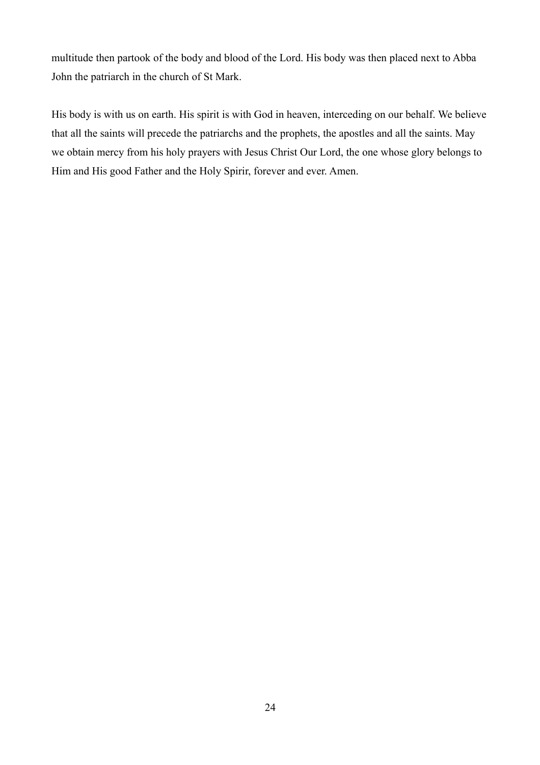multitude then partook of the body and blood of the Lord. His body was then placed next to Abba John the patriarch in the church of St Mark.

His body is with us on earth. His spirit is with God in heaven, interceding on our behalf. We believe that all the saints will precede the patriarchs and the prophets, the apostles and all the saints. May we obtain mercy from his holy prayers with Jesus Christ Our Lord, the one whose glory belongs to Him and His good Father and the Holy Spirir, forever and ever. Amen.